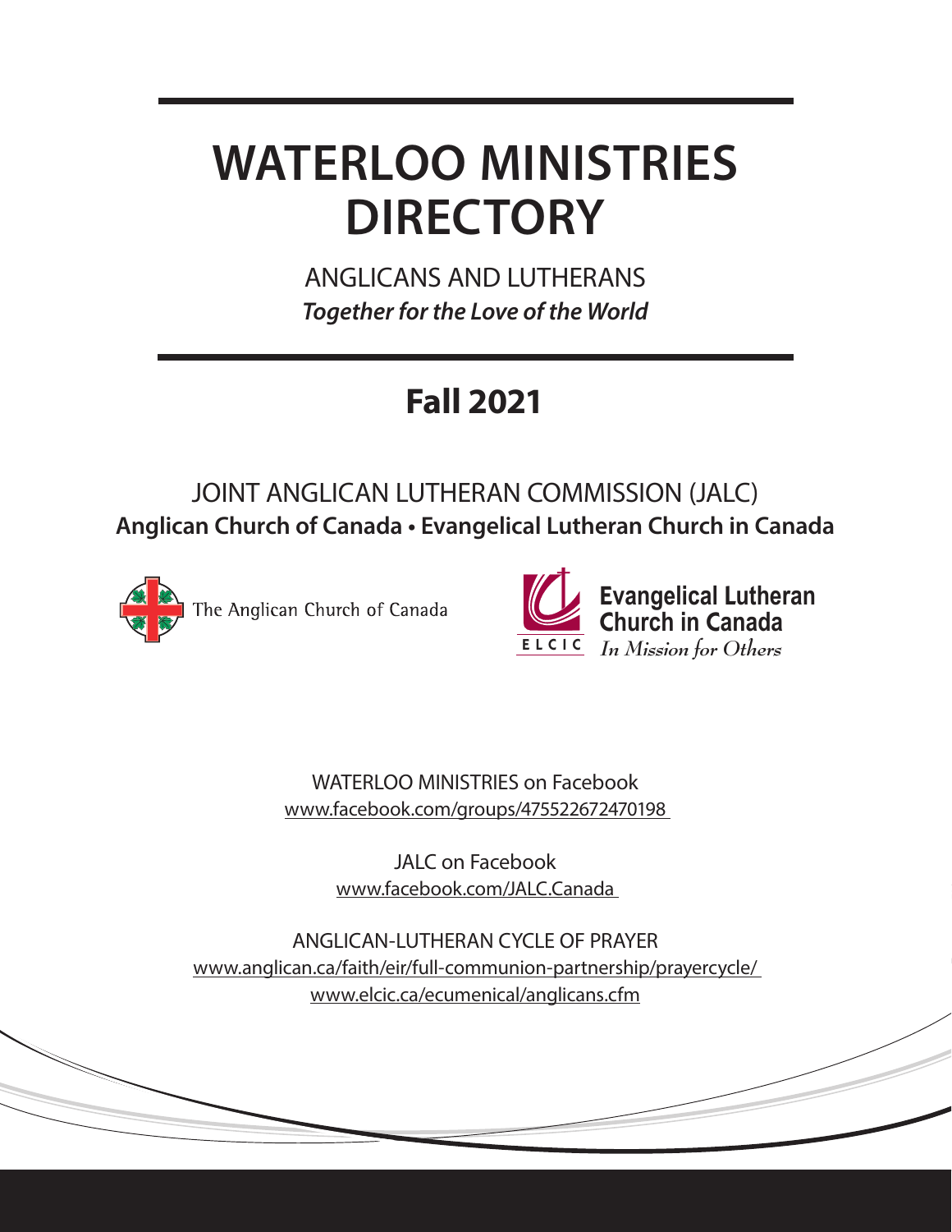# WATERLOO MINISTRIES DIRECTORY

ANGLICANS AND LUTHERANS

***Together for the Love of the World***

## Fall 2021

JOINT ANGLICAN LUTHERAN COMMISSION (JALC)

**Anglican Church of Canada • Evangelical Lutheran Church in Canada**

The Anglican Church of Canada

**Evangelical Lutheran Church in Canada**

ELCIC *In Mission for Others*

WATERLOO MINISTRIES on Facebook
www.facebook.com/groups/475522672470198

JALC on Facebook
www.facebook.com/JALC.Canada

ANGLICAN-LUTHERAN CYCLE OF PRAYER
www.anglican.ca/faith/eir/full-communion-partnership/prayercycle/
www.elcic.ca/ecumenical/anglicans.cfm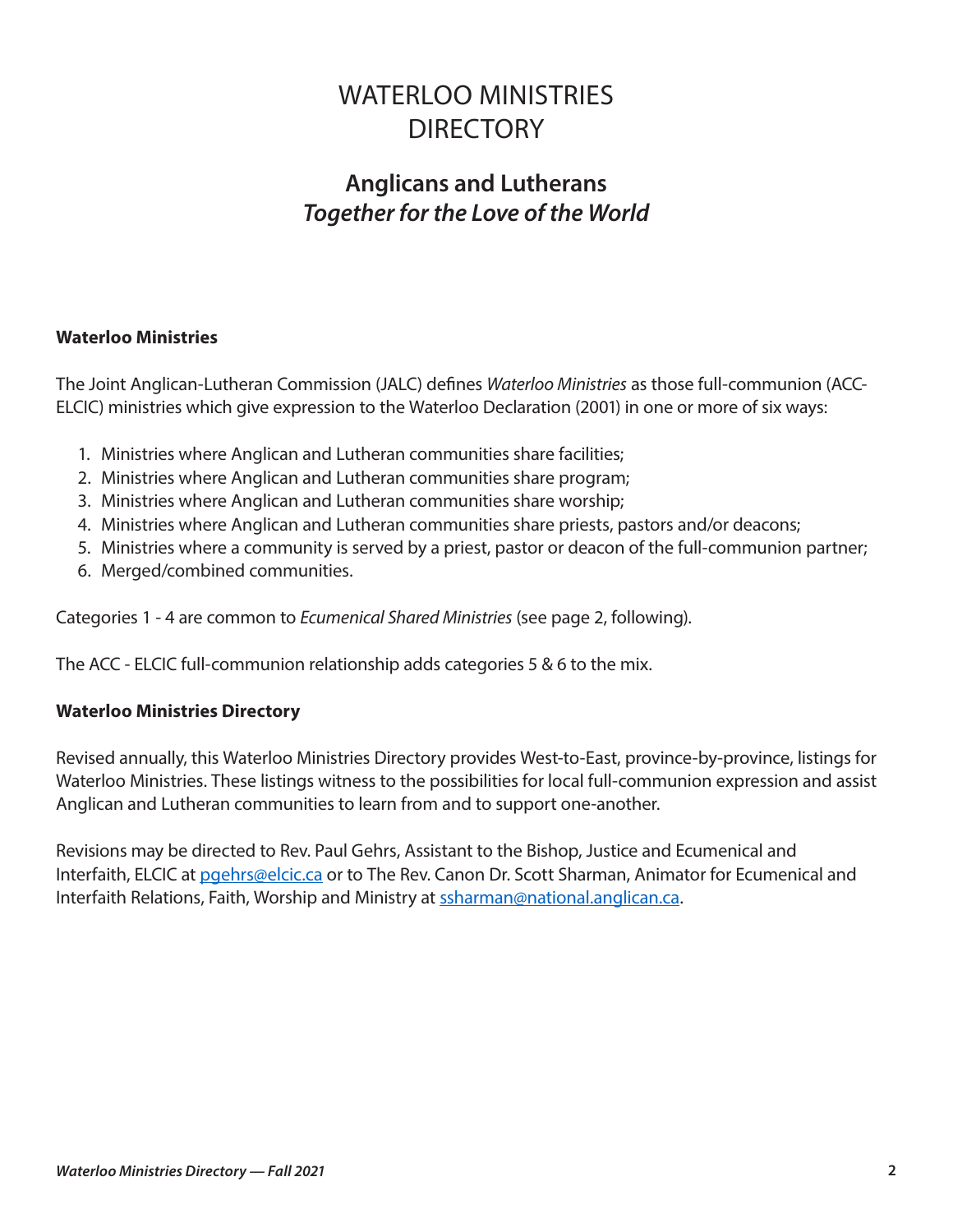# WATERLOO MINISTRIES DIRECTORY

## Anglicans and Lutherans
## *Together for the Love of the World*

### Waterloo Ministries

The Joint Anglican-Lutheran Commission (JALC) defines *Waterloo Ministries* as those full-communion (ACC-ELCIC) ministries which give expression to the Waterloo Declaration (2001) in one or more of six ways:

1. Ministries where Anglican and Lutheran communities share facilities;
2. Ministries where Anglican and Lutheran communities share program;
3. Ministries where Anglican and Lutheran communities share worship;
4. Ministries where Anglican and Lutheran communities share priests, pastors and/or deacons;
5. Ministries where a community is served by a priest, pastor or deacon of the full-communion partner;
6. Merged/combined communities.

Categories 1 - 4 are common to *Ecumenical Shared Ministries* (see page 2, following).

The ACC - ELCIC full-communion relationship adds categories 5 & 6 to the mix.

### Waterloo Ministries Directory

Revised annually, this Waterloo Ministries Directory provides West-to-East, province-by-province, listings for Waterloo Ministries. These listings witness to the possibilities for local full-communion expression and assist Anglican and Lutheran communities to learn from and to support one-another.

Revisions may be directed to Rev. Paul Gehrs, Assistant to the Bishop, Justice and Ecumenical and Interfaith, ELCIC at pgehrs@elcic.ca or to The Rev. Canon Dr. Scott Sharman, Animator for Ecumenical and Interfaith Relations, Faith, Worship and Ministry at ssharman@national.anglican.ca.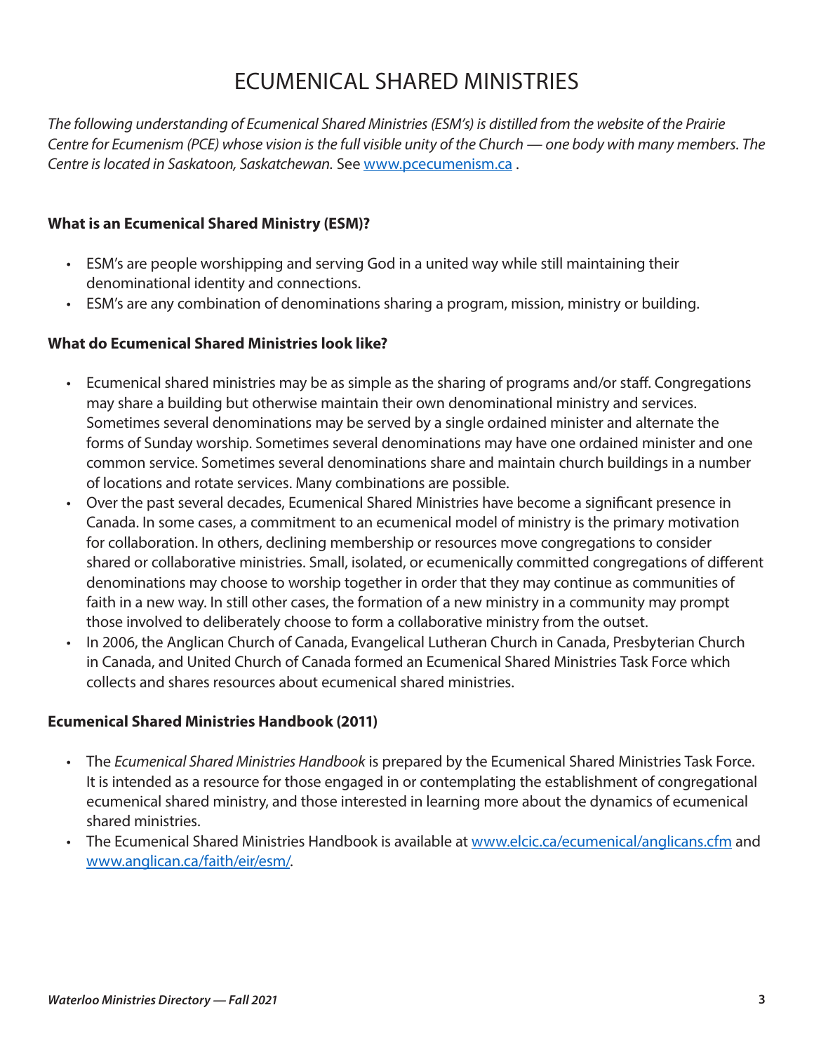# ECUMENICAL SHARED MINISTRIES

*The following understanding of Ecumenical Shared Ministries (ESM's) is distilled from the website of the Prairie Centre for Ecumenism (PCE) whose vision is the full visible unity of the Church — one body with many members. The Centre is located in Saskatoon, Saskatchewan.* See www.pcecumenism.ca .

**What is an Ecumenical Shared Ministry (ESM)?**

- ESM's are people worshipping and serving God in a united way while still maintaining their denominational identity and connections.
- ESM's are any combination of denominations sharing a program, mission, ministry or building.

**What do Ecumenical Shared Ministries look like?**

- Ecumenical shared ministries may be as simple as the sharing of programs and/or staff. Congregations may share a building but otherwise maintain their own denominational ministry and services. Sometimes several denominations may be served by a single ordained minister and alternate the forms of Sunday worship. Sometimes several denominations may have one ordained minister and one common service. Sometimes several denominations share and maintain church buildings in a number of locations and rotate services. Many combinations are possible.
- Over the past several decades, Ecumenical Shared Ministries have become a significant presence in Canada. In some cases, a commitment to an ecumenical model of ministry is the primary motivation for collaboration. In others, declining membership or resources move congregations to consider shared or collaborative ministries. Small, isolated, or ecumenically committed congregations of different denominations may choose to worship together in order that they may continue as communities of faith in a new way. In still other cases, the formation of a new ministry in a community may prompt those involved to deliberately choose to form a collaborative ministry from the outset.
- In 2006, the Anglican Church of Canada, Evangelical Lutheran Church in Canada, Presbyterian Church in Canada, and United Church of Canada formed an Ecumenical Shared Ministries Task Force which collects and shares resources about ecumenical shared ministries.

**Ecumenical Shared Ministries Handbook (2011)**

- The *Ecumenical Shared Ministries Handbook* is prepared by the Ecumenical Shared Ministries Task Force. It is intended as a resource for those engaged in or contemplating the establishment of congregational ecumenical shared ministry, and those interested in learning more about the dynamics of ecumenical shared ministries.
- The Ecumenical Shared Ministries Handbook is available at www.elcic.ca/ecumenical/anglicans.cfm and www.anglican.ca/faith/eir/esm/.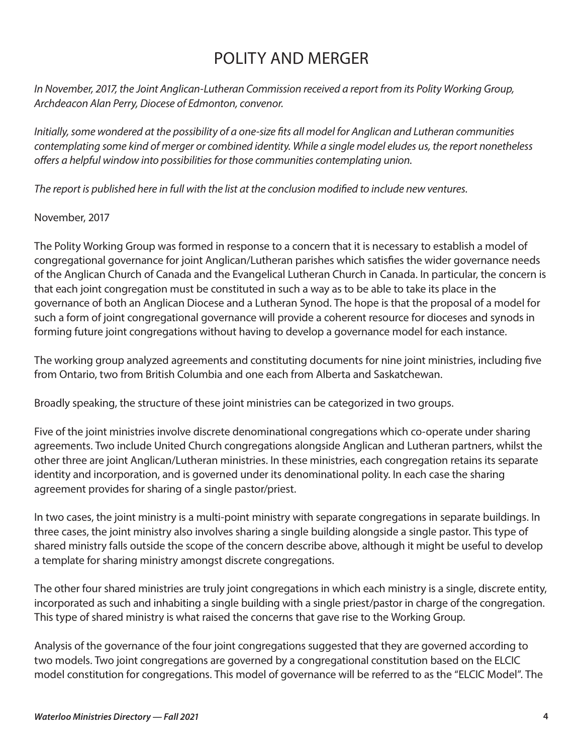# POLITY AND MERGER

*In November, 2017, the Joint Anglican-Lutheran Commission received a report from its Polity Working Group, Archdeacon Alan Perry, Diocese of Edmonton, convenor.*

*Initially, some wondered at the possibility of a one-size fits all model for Anglican and Lutheran communities contemplating some kind of merger or combined identity. While a single model eludes us, the report nonetheless offers a helpful window into possibilities for those communities contemplating union.*

*The report is published here in full with the list at the conclusion modified to include new ventures.*

November, 2017

The Polity Working Group was formed in response to a concern that it is necessary to establish a model of congregational governance for joint Anglican/Lutheran parishes which satisfies the wider governance needs of the Anglican Church of Canada and the Evangelical Lutheran Church in Canada. In particular, the concern is that each joint congregation must be constituted in such a way as to be able to take its place in the governance of both an Anglican Diocese and a Lutheran Synod. The hope is that the proposal of a model for such a form of joint congregational governance will provide a coherent resource for dioceses and synods in forming future joint congregations without having to develop a governance model for each instance.

The working group analyzed agreements and constituting documents for nine joint ministries, including five from Ontario, two from British Columbia and one each from Alberta and Saskatchewan.

Broadly speaking, the structure of these joint ministries can be categorized in two groups.

Five of the joint ministries involve discrete denominational congregations which co-operate under sharing agreements. Two include United Church congregations alongside Anglican and Lutheran partners, whilst the other three are joint Anglican/Lutheran ministries. In these ministries, each congregation retains its separate identity and incorporation, and is governed under its denominational polity. In each case the sharing agreement provides for sharing of a single pastor/priest.

In two cases, the joint ministry is a multi-point ministry with separate congregations in separate buildings. In three cases, the joint ministry also involves sharing a single building alongside a single pastor. This type of shared ministry falls outside the scope of the concern describe above, although it might be useful to develop a template for sharing ministry amongst discrete congregations.

The other four shared ministries are truly joint congregations in which each ministry is a single, discrete entity, incorporated as such and inhabiting a single building with a single priest/pastor in charge of the congregation. This type of shared ministry is what raised the concerns that gave rise to the Working Group.

Analysis of the governance of the four joint congregations suggested that they are governed according to two models. Two joint congregations are governed by a congregational constitution based on the ELCIC model constitution for congregations. This model of governance will be referred to as the "ELCIC Model". The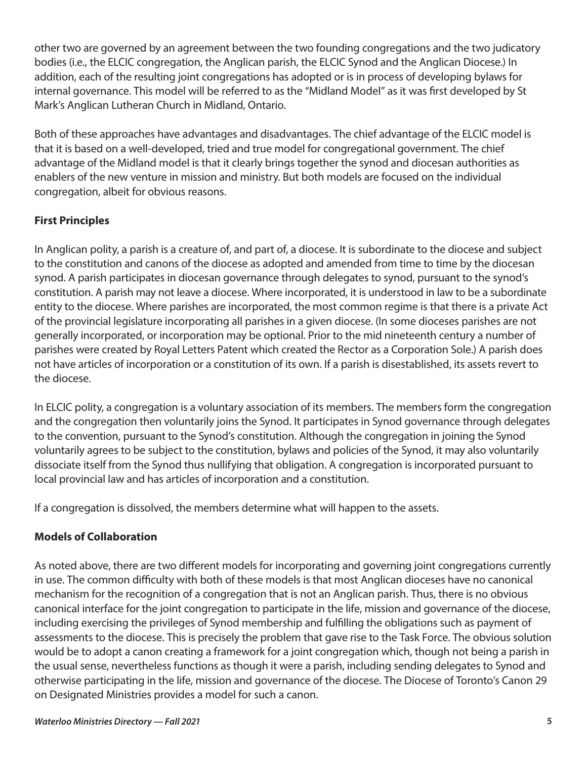other two are governed by an agreement between the two founding congregations and the two judicatory bodies (i.e., the ELCIC congregation, the Anglican parish, the ELCIC Synod and the Anglican Diocese.) In addition, each of the resulting joint congregations has adopted or is in process of developing bylaws for internal governance. This model will be referred to as the "Midland Model" as it was first developed by St Mark's Anglican Lutheran Church in Midland, Ontario.

Both of these approaches have advantages and disadvantages. The chief advantage of the ELCIC model is that it is based on a well-developed, tried and true model for congregational government. The chief advantage of the Midland model is that it clearly brings together the synod and diocesan authorities as enablers of the new venture in mission and ministry. But both models are focused on the individual congregation, albeit for obvious reasons.

**First Principles**

In Anglican polity, a parish is a creature of, and part of, a diocese. It is subordinate to the diocese and subject to the constitution and canons of the diocese as adopted and amended from time to time by the diocesan synod. A parish participates in diocesan governance through delegates to synod, pursuant to the synod's constitution. A parish may not leave a diocese. Where incorporated, it is understood in law to be a subordinate entity to the diocese. Where parishes are incorporated, the most common regime is that there is a private Act of the provincial legislature incorporating all parishes in a given diocese. (In some dioceses parishes are not generally incorporated, or incorporation may be optional. Prior to the mid nineteenth century a number of parishes were created by Royal Letters Patent which created the Rector as a Corporation Sole.) A parish does not have articles of incorporation or a constitution of its own. If a parish is disestablished, its assets revert to the diocese.

In ELCIC polity, a congregation is a voluntary association of its members. The members form the congregation and the congregation then voluntarily joins the Synod. It participates in Synod governance through delegates to the convention, pursuant to the Synod's constitution. Although the congregation in joining the Synod voluntarily agrees to be subject to the constitution, bylaws and policies of the Synod, it may also voluntarily dissociate itself from the Synod thus nullifying that obligation. A congregation is incorporated pursuant to local provincial law and has articles of incorporation and a constitution.

If a congregation is dissolved, the members determine what will happen to the assets.

**Models of Collaboration**

As noted above, there are two different models for incorporating and governing joint congregations currently in use. The common difficulty with both of these models is that most Anglican dioceses have no canonical mechanism for the recognition of a congregation that is not an Anglican parish. Thus, there is no obvious canonical interface for the joint congregation to participate in the life, mission and governance of the diocese, including exercising the privileges of Synod membership and fulfilling the obligations such as payment of assessments to the diocese. This is precisely the problem that gave rise to the Task Force. The obvious solution would be to adopt a canon creating a framework for a joint congregation which, though not being a parish in the usual sense, nevertheless functions as though it were a parish, including sending delegates to Synod and otherwise participating in the life, mission and governance of the diocese. The Diocese of Toronto's Canon 29 on Designated Ministries provides a model for such a canon.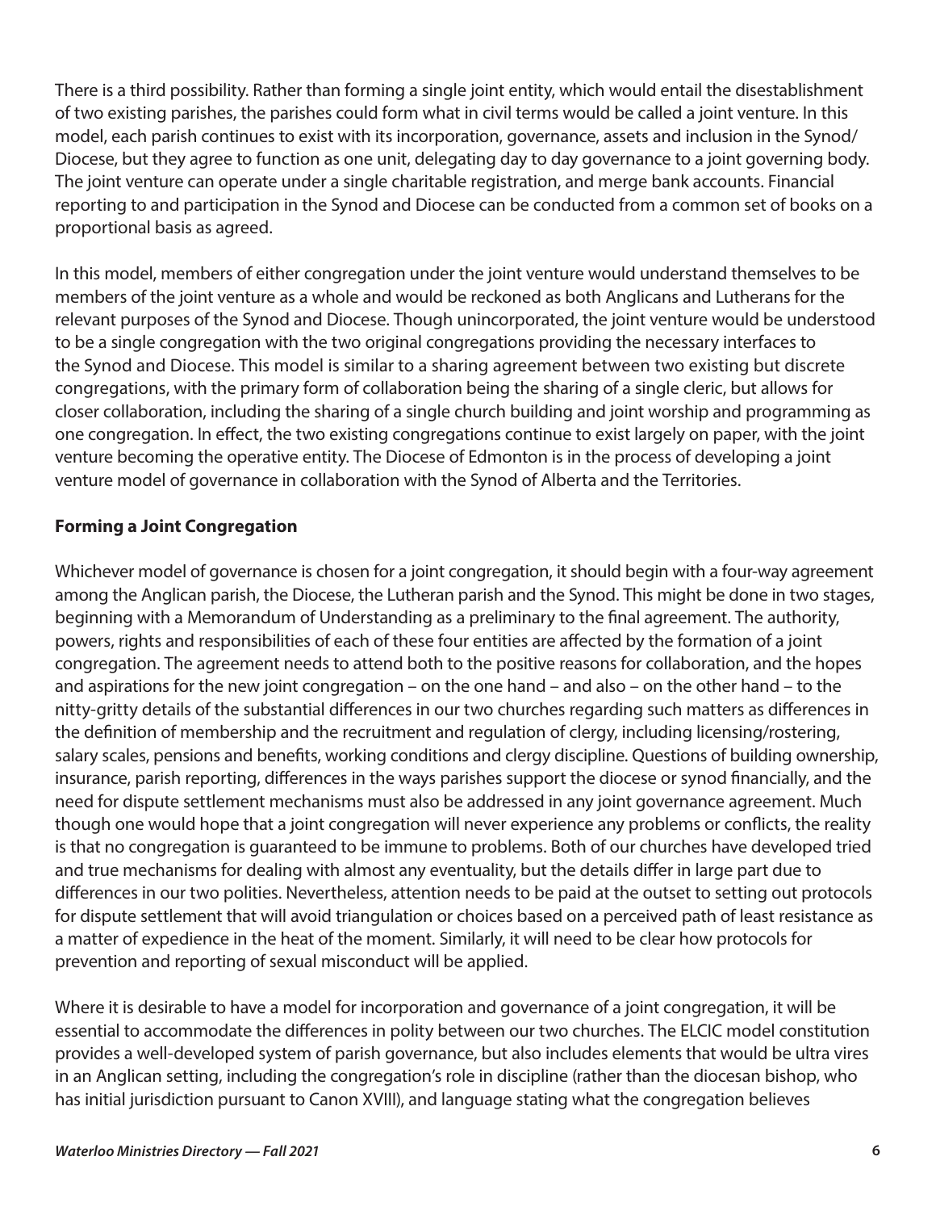There is a third possibility. Rather than forming a single joint entity, which would entail the disestablishment of two existing parishes, the parishes could form what in civil terms would be called a joint venture. In this model, each parish continues to exist with its incorporation, governance, assets and inclusion in the Synod/ Diocese, but they agree to function as one unit, delegating day to day governance to a joint governing body. The joint venture can operate under a single charitable registration, and merge bank accounts. Financial reporting to and participation in the Synod and Diocese can be conducted from a common set of books on a proportional basis as agreed.

In this model, members of either congregation under the joint venture would understand themselves to be members of the joint venture as a whole and would be reckoned as both Anglicans and Lutherans for the relevant purposes of the Synod and Diocese. Though unincorporated, the joint venture would be understood to be a single congregation with the two original congregations providing the necessary interfaces to the Synod and Diocese. This model is similar to a sharing agreement between two existing but discrete congregations, with the primary form of collaboration being the sharing of a single cleric, but allows for closer collaboration, including the sharing of a single church building and joint worship and programming as one congregation. In effect, the two existing congregations continue to exist largely on paper, with the joint venture becoming the operative entity. The Diocese of Edmonton is in the process of developing a joint venture model of governance in collaboration with the Synod of Alberta and the Territories.

**Forming a Joint Congregation**

Whichever model of governance is chosen for a joint congregation, it should begin with a four-way agreement among the Anglican parish, the Diocese, the Lutheran parish and the Synod. This might be done in two stages, beginning with a Memorandum of Understanding as a preliminary to the final agreement. The authority, powers, rights and responsibilities of each of these four entities are affected by the formation of a joint congregation. The agreement needs to attend both to the positive reasons for collaboration, and the hopes and aspirations for the new joint congregation – on the one hand – and also – on the other hand – to the nitty-gritty details of the substantial differences in our two churches regarding such matters as differences in the definition of membership and the recruitment and regulation of clergy, including licensing/rostering, salary scales, pensions and benefits, working conditions and clergy discipline. Questions of building ownership, insurance, parish reporting, differences in the ways parishes support the diocese or synod financially, and the need for dispute settlement mechanisms must also be addressed in any joint governance agreement. Much though one would hope that a joint congregation will never experience any problems or conflicts, the reality is that no congregation is guaranteed to be immune to problems. Both of our churches have developed tried and true mechanisms for dealing with almost any eventuality, but the details differ in large part due to differences in our two polities. Nevertheless, attention needs to be paid at the outset to setting out protocols for dispute settlement that will avoid triangulation or choices based on a perceived path of least resistance as a matter of expedience in the heat of the moment. Similarly, it will need to be clear how protocols for prevention and reporting of sexual misconduct will be applied.

Where it is desirable to have a model for incorporation and governance of a joint congregation, it will be essential to accommodate the differences in polity between our two churches. The ELCIC model constitution provides a well-developed system of parish governance, but also includes elements that would be ultra vires in an Anglican setting, including the congregation's role in discipline (rather than the diocesan bishop, who has initial jurisdiction pursuant to Canon XVIII), and language stating what the congregation believes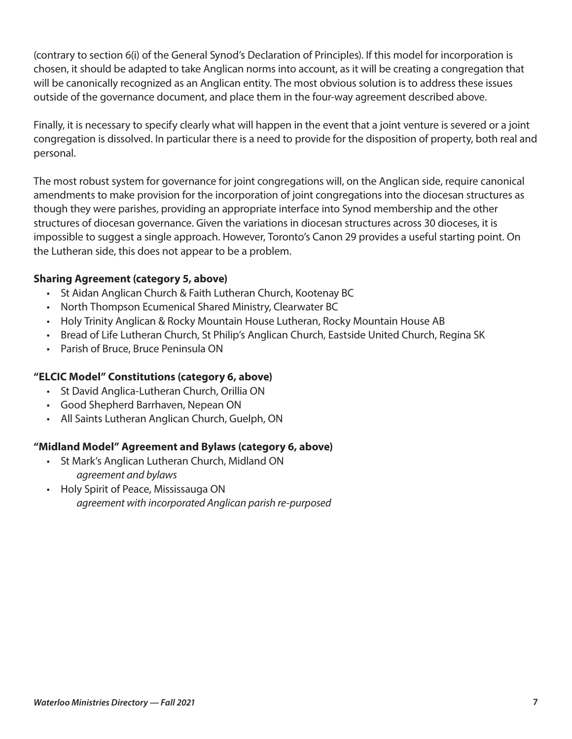(contrary to section 6(i) of the General Synod's Declaration of Principles). If this model for incorporation is chosen, it should be adapted to take Anglican norms into account, as it will be creating a congregation that will be canonically recognized as an Anglican entity. The most obvious solution is to address these issues outside of the governance document, and place them in the four-way agreement described above.

Finally, it is necessary to specify clearly what will happen in the event that a joint venture is severed or a joint congregation is dissolved. In particular there is a need to provide for the disposition of property, both real and personal.

The most robust system for governance for joint congregations will, on the Anglican side, require canonical amendments to make provision for the incorporation of joint congregations into the diocesan structures as though they were parishes, providing an appropriate interface into Synod membership and the other structures of diocesan governance. Given the variations in diocesan structures across 30 dioceses, it is impossible to suggest a single approach. However, Toronto's Canon 29 provides a useful starting point. On the Lutheran side, this does not appear to be a problem.

**Sharing Agreement (category 5, above)**

- St Aidan Anglican Church & Faith Lutheran Church, Kootenay BC
- North Thompson Ecumenical Shared Ministry, Clearwater BC
- Holy Trinity Anglican & Rocky Mountain House Lutheran, Rocky Mountain House AB
- Bread of Life Lutheran Church, St Philip's Anglican Church, Eastside United Church, Regina SK
- Parish of Bruce, Bruce Peninsula ON

**"ELCIC Model" Constitutions (category 6, above)**

- St David Anglica-Lutheran Church, Orillia ON
- Good Shepherd Barrhaven, Nepean ON
- All Saints Lutheran Anglican Church, Guelph, ON

**"Midland Model" Agreement and Bylaws (category 6, above)**

- St Mark's Anglican Lutheran Church, Midland ON
  *agreement and bylaws*
- Holy Spirit of Peace, Mississauga ON
  *agreement with incorporated Anglican parish re-purposed*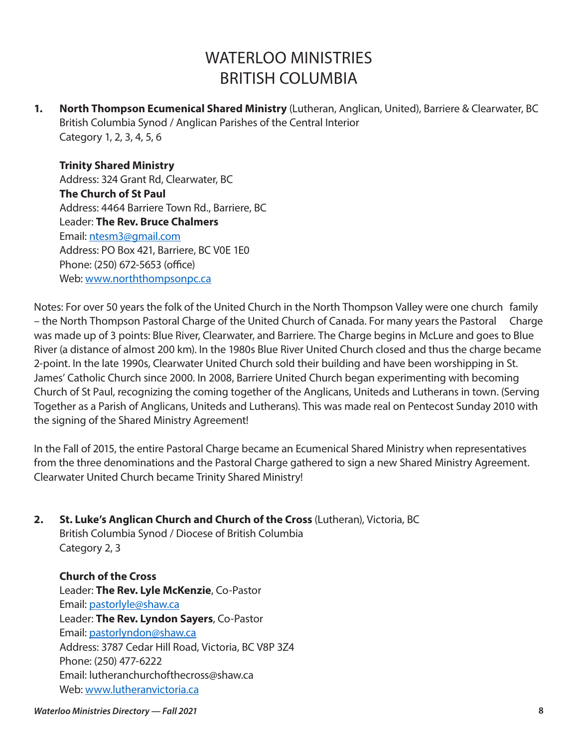# WATERLOO MINISTRIES
# BRITISH COLUMBIA

1. **North Thompson Ecumenical Shared Ministry** (Lutheran, Anglican, United), Barriere & Clearwater, BC
   British Columbia Synod / Anglican Parishes of the Central Interior
   Category 1, 2, 3, 4, 5, 6

   **Trinity Shared Ministry**
   Address: 324 Grant Rd, Clearwater, BC
   **The Church of St Paul**
   Address: 4464 Barriere Town Rd., Barriere, BC
   Leader: **The Rev. Bruce Chalmers**
   Email: ntesm3@gmail.com
   Address: PO Box 421, Barriere, BC V0E 1E0
   Phone: (250) 672-5653 (office)
   Web: www.norththompsonpc.ca

Notes: For over 50 years the folk of the United Church in the North Thompson Valley were one church family – the North Thompson Pastoral Charge of the United Church of Canada. For many years the Pastoral Charge was made up of 3 points: Blue River, Clearwater, and Barriere. The Charge begins in McLure and goes to Blue River (a distance of almost 200 km). In the 1980s Blue River United Church closed and thus the charge became 2-point. In the late 1990s, Clearwater United Church sold their building and have been worshipping in St. James' Catholic Church since 2000. In 2008, Barriere United Church began experimenting with becoming Church of St Paul, recognizing the coming together of the Anglicans, Uniteds and Lutherans in town. (Serving Together as a Parish of Anglicans, Uniteds and Lutherans). This was made real on Pentecost Sunday 2010 with the signing of the Shared Ministry Agreement!

In the Fall of 2015, the entire Pastoral Charge became an Ecumenical Shared Ministry when representatives from the three denominations and the Pastoral Charge gathered to sign a new Shared Ministry Agreement. Clearwater United Church became Trinity Shared Ministry!

2. **St. Luke's Anglican Church and Church of the Cross** (Lutheran), Victoria, BC
   British Columbia Synod / Diocese of British Columbia
   Category 2, 3

   **Church of the Cross**
   Leader: **The Rev. Lyle McKenzie**, Co-Pastor
   Email: pastorlyle@shaw.ca
   Leader: **The Rev. Lyndon Sayers**, Co-Pastor
   Email: pastorlyndon@shaw.ca
   Address: 3787 Cedar Hill Road, Victoria, BC V8P 3Z4
   Phone: (250) 477-6222
   Email: lutheranchurchofthecross@shaw.ca
   Web: www.lutheranvictoria.ca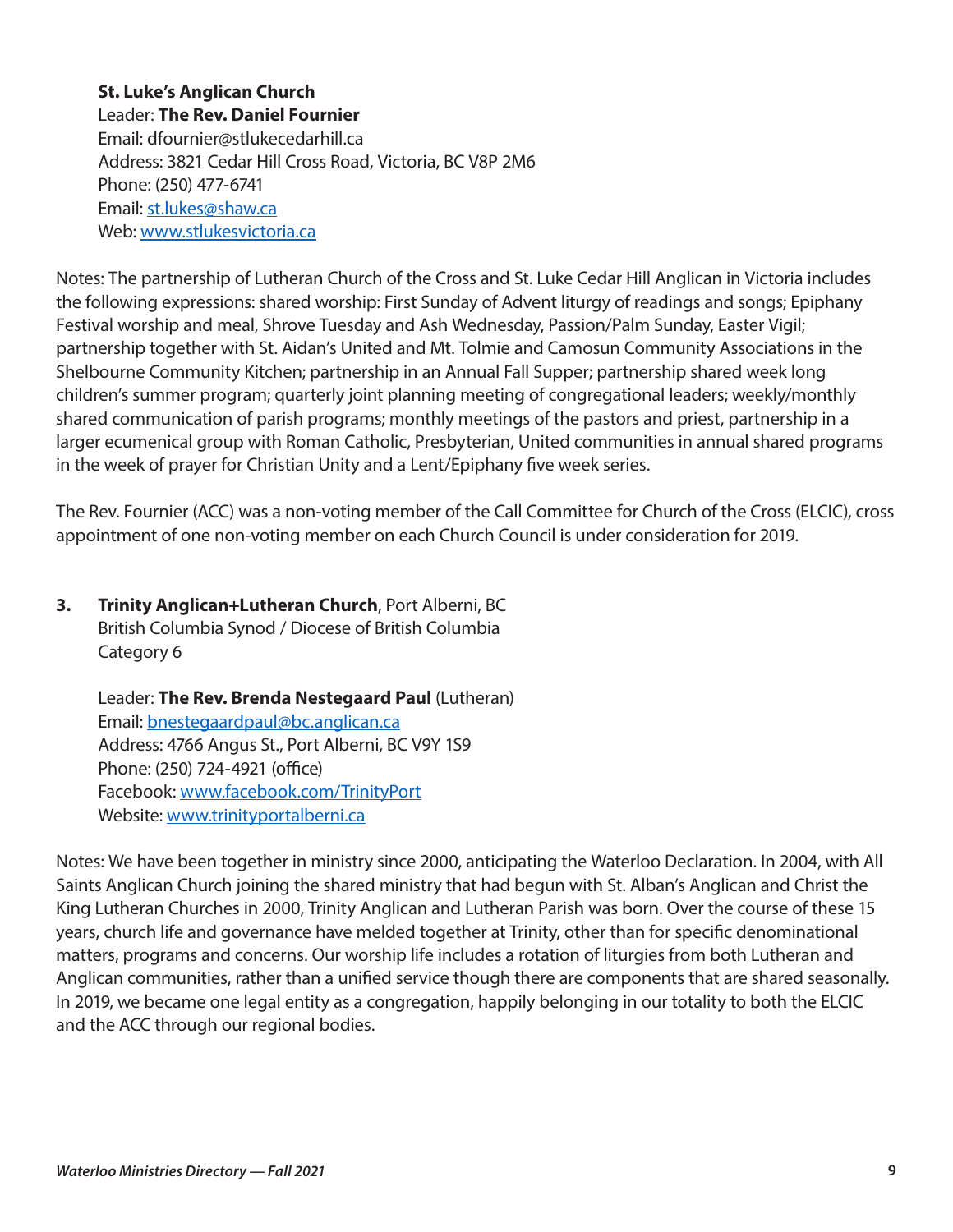**St. Luke's Anglican Church**
Leader: **The Rev. Daniel Fournier**
Email: dfournier@stlukecedarhill.ca
Address: 3821 Cedar Hill Cross Road, Victoria, BC V8P 2M6
Phone: (250) 477-6741
Email: st.lukes@shaw.ca
Web: www.stlukesvictoria.ca

Notes: The partnership of Lutheran Church of the Cross and St. Luke Cedar Hill Anglican in Victoria includes the following expressions: shared worship: First Sunday of Advent liturgy of readings and songs; Epiphany Festival worship and meal, Shrove Tuesday and Ash Wednesday, Passion/Palm Sunday, Easter Vigil; partnership together with St. Aidan's United and Mt. Tolmie and Camosun Community Associations in the Shelbourne Community Kitchen; partnership in an Annual Fall Supper; partnership shared week long children's summer program; quarterly joint planning meeting of congregational leaders; weekly/monthly shared communication of parish programs; monthly meetings of the pastors and priest, partnership in a larger ecumenical group with Roman Catholic, Presbyterian, United communities in annual shared programs in the week of prayer for Christian Unity and a Lent/Epiphany five week series.

The Rev. Fournier (ACC) was a non-voting member of the Call Committee for Church of the Cross (ELCIC), cross appointment of one non-voting member on each Church Council is under consideration for 2019.

3. **Trinity Anglican+Lutheran Church**, Port Alberni, BC
British Columbia Synod / Diocese of British Columbia
Category 6

Leader: **The Rev. Brenda Nestegaard Paul** (Lutheran)
Email: bnestegaardpaul@bc.anglican.ca
Address: 4766 Angus St., Port Alberni, BC V9Y 1S9
Phone: (250) 724-4921 (office)
Facebook: www.facebook.com/TrinityPort
Website: www.trinityportalberni.ca

Notes: We have been together in ministry since 2000, anticipating the Waterloo Declaration. In 2004, with All Saints Anglican Church joining the shared ministry that had begun with St. Alban's Anglican and Christ the King Lutheran Churches in 2000, Trinity Anglican and Lutheran Parish was born. Over the course of these 15 years, church life and governance have melded together at Trinity, other than for specific denominational matters, programs and concerns. Our worship life includes a rotation of liturgies from both Lutheran and Anglican communities, rather than a unified service though there are components that are shared seasonally. In 2019, we became one legal entity as a congregation, happily belonging in our totality to both the ELCIC and the ACC through our regional bodies.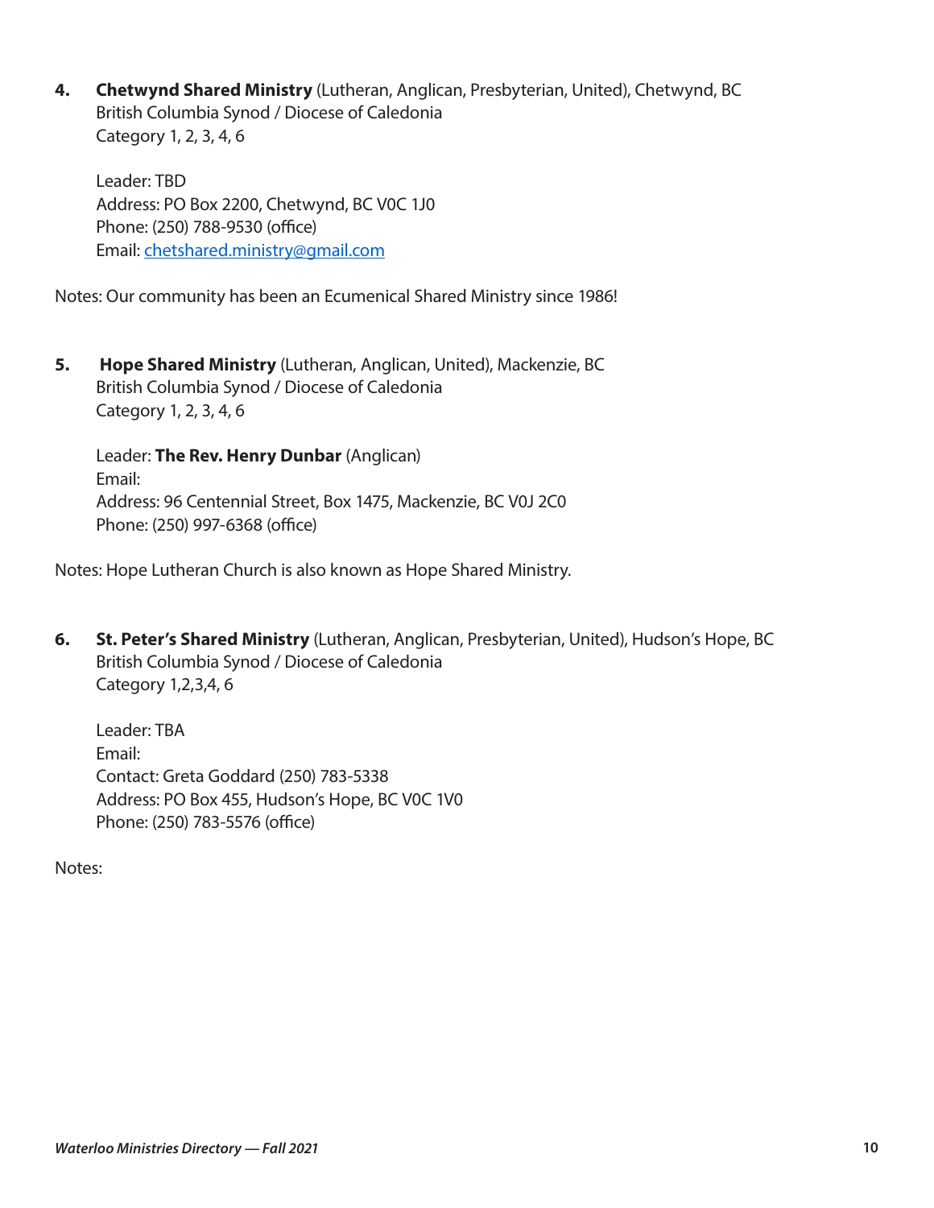4. **Chetwynd Shared Ministry** (Lutheran, Anglican, Presbyterian, United), Chetwynd, BC
   British Columbia Synod / Diocese of Caledonia
   Category 1, 2, 3, 4, 6

   Leader: TBD
   Address: PO Box 2200, Chetwynd, BC V0C 1J0
   Phone: (250) 788-9530 (office)
   Email: chetshared.ministry@gmail.com

Notes: Our community has been an Ecumenical Shared Ministry since 1986!

5. **Hope Shared Ministry** (Lutheran, Anglican, United), Mackenzie, BC
   British Columbia Synod / Diocese of Caledonia
   Category 1, 2, 3, 4, 6

   Leader: **The Rev. Henry Dunbar** (Anglican)
   Email:
   Address: 96 Centennial Street, Box 1475, Mackenzie, BC V0J 2C0
   Phone: (250) 997-6368 (office)

Notes: Hope Lutheran Church is also known as Hope Shared Ministry.

6. **St. Peter's Shared Ministry** (Lutheran, Anglican, Presbyterian, United), Hudson's Hope, BC
   British Columbia Synod / Diocese of Caledonia
   Category 1,2,3,4, 6

   Leader: TBA
   Email:
   Contact: Greta Goddard (250) 783-5338
   Address: PO Box 455, Hudson's Hope, BC V0C 1V0
   Phone: (250) 783-5576 (office)

Notes: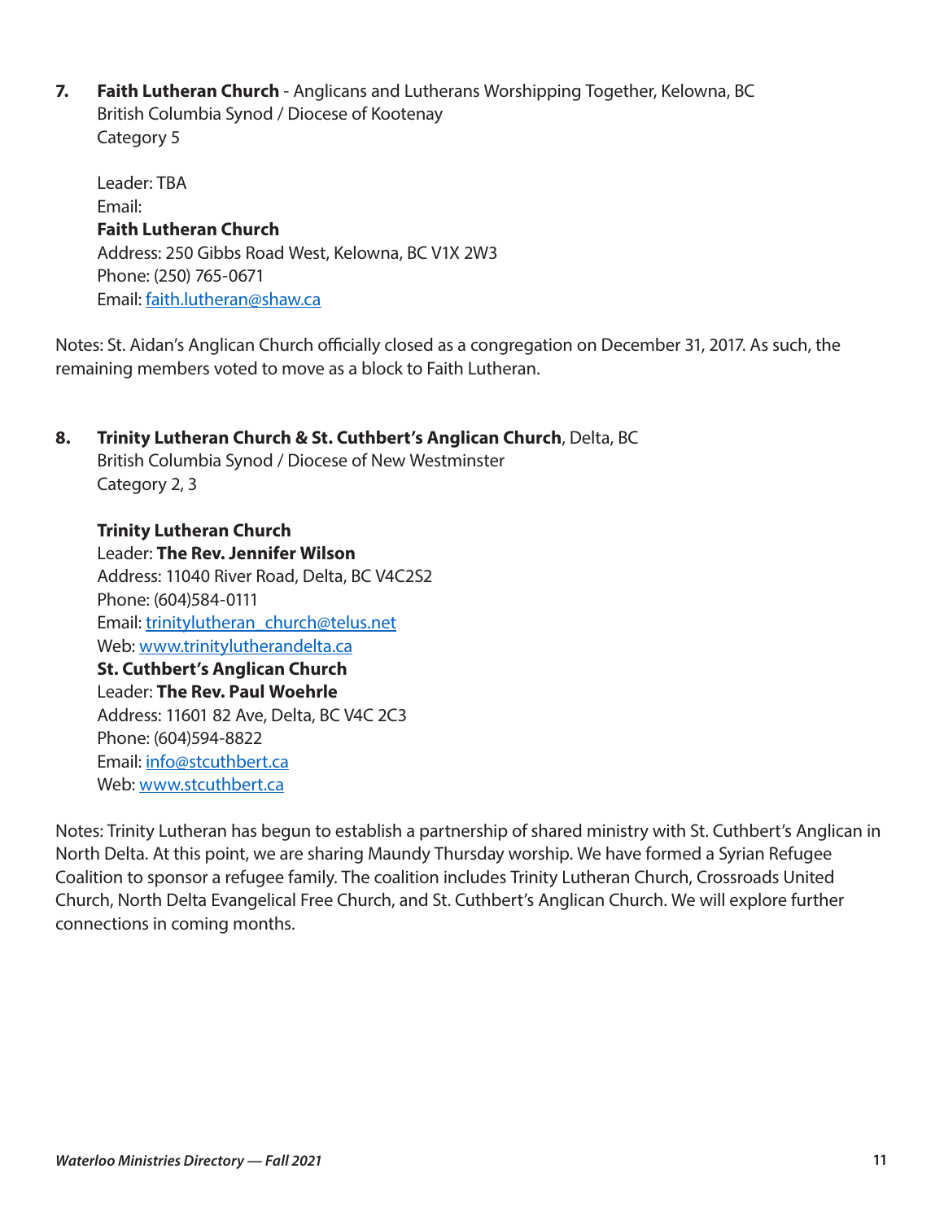7. **Faith Lutheran Church** - Anglicans and Lutherans Worshipping Together, Kelowna, BC
   British Columbia Synod / Diocese of Kootenay
   Category 5

   Leader: TBA
   Email:
   **Faith Lutheran Church**
   Address: 250 Gibbs Road West, Kelowna, BC V1X 2W3
   Phone: (250) 765-0671
   Email: faith.lutheran@shaw.ca

Notes: St. Aidan's Anglican Church officially closed as a congregation on December 31, 2017. As such, the remaining members voted to move as a block to Faith Lutheran.

8. **Trinity Lutheran Church & St. Cuthbert's Anglican Church**, Delta, BC
   British Columbia Synod / Diocese of New Westminster
   Category 2, 3

   **Trinity Lutheran Church**
   Leader: **The Rev. Jennifer Wilson**
   Address: 11040 River Road, Delta, BC V4C2S2
   Phone: (604)584-0111
   Email: trinitylutheran_church@telus.net
   Web: www.trinitylutherandelta.ca
   **St. Cuthbert's Anglican Church**
   Leader: **The Rev. Paul Woehrle**
   Address: 11601 82 Ave, Delta, BC V4C 2C3
   Phone: (604)594-8822
   Email: info@stcuthbert.ca
   Web: www.stcuthbert.ca

Notes: Trinity Lutheran has begun to establish a partnership of shared ministry with St. Cuthbert's Anglican in North Delta. At this point, we are sharing Maundy Thursday worship. We have formed a Syrian Refugee Coalition to sponsor a refugee family. The coalition includes Trinity Lutheran Church, Crossroads United Church, North Delta Evangelical Free Church, and St. Cuthbert's Anglican Church. We will explore further connections in coming months.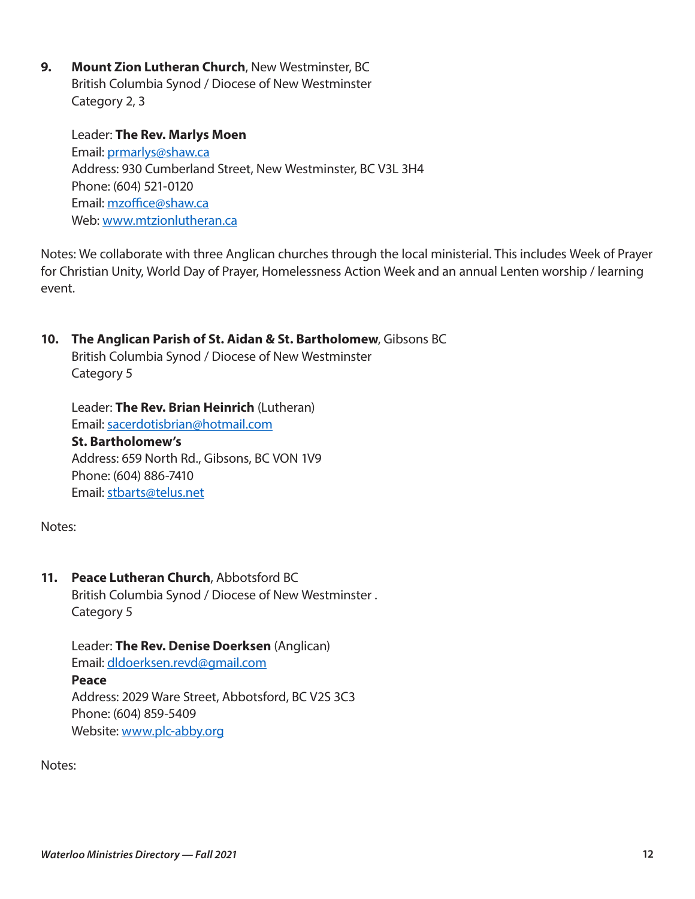9. **Mount Zion Lutheran Church**, New Westminster, BC
   British Columbia Synod / Diocese of New Westminster
   Category 2, 3

   Leader: **The Rev. Marlys Moen**
   Email: prmarlys@shaw.ca
   Address: 930 Cumberland Street, New Westminster, BC V3L 3H4
   Phone: (604) 521-0120
   Email: mzoffice@shaw.ca
   Web: www.mtzionlutheran.ca

Notes: We collaborate with three Anglican churches through the local ministerial. This includes Week of Prayer for Christian Unity, World Day of Prayer, Homelessness Action Week and an annual Lenten worship / learning event.

10. **The Anglican Parish of St. Aidan & St. Bartholomew**, Gibsons BC
    British Columbia Synod / Diocese of New Westminster
    Category 5

    Leader: **The Rev. Brian Heinrich** (Lutheran)
    Email: sacerdotisbrian@hotmail.com
    **St. Bartholomew's**
    Address: 659 North Rd., Gibsons, BC VON 1V9
    Phone: (604) 886-7410
    Email: stbarts@telus.net

Notes:

11. **Peace Lutheran Church**, Abbotsford BC
    British Columbia Synod / Diocese of New Westminster .
    Category 5

    Leader: **The Rev. Denise Doerksen** (Anglican)
    Email: dldoerksen.revd@gmail.com
    **Peace**
    Address: 2029 Ware Street, Abbotsford, BC V2S 3C3
    Phone: (604) 859-5409
    Website: www.plc-abby.org

Notes: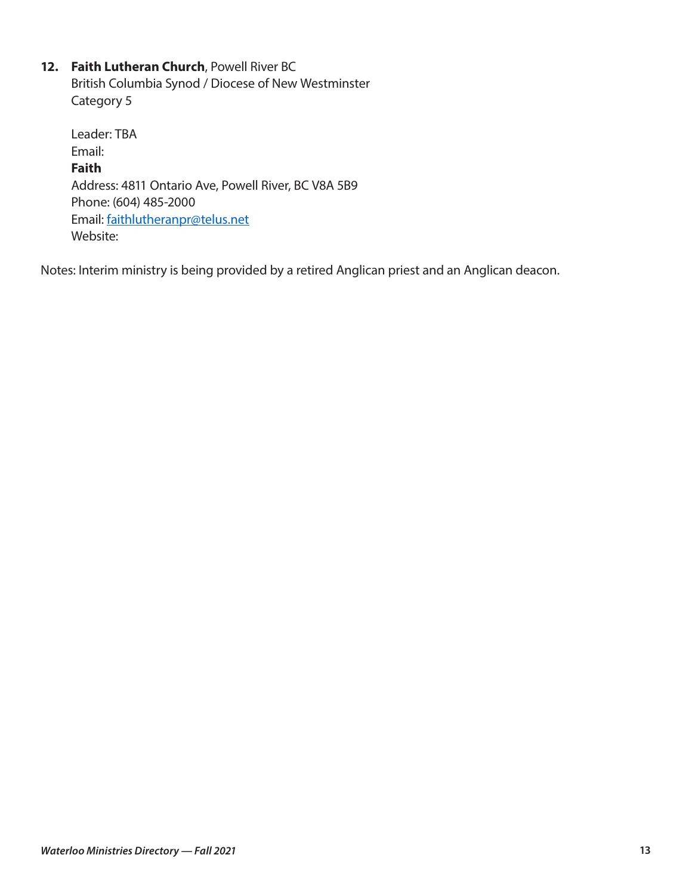12. **Faith Lutheran Church**, Powell River BC
    British Columbia Synod / Diocese of New Westminster
    Category 5

    Leader: TBA
    Email:
    **Faith**
    Address: 4811 Ontario Ave, Powell River, BC V8A 5B9
    Phone: (604) 485-2000
    Email: [faithlutheranpr@telus.net](mailto:faithlutheranpr@telus.net)
    Website:

Notes: Interim ministry is being provided by a retired Anglican priest and an Anglican deacon.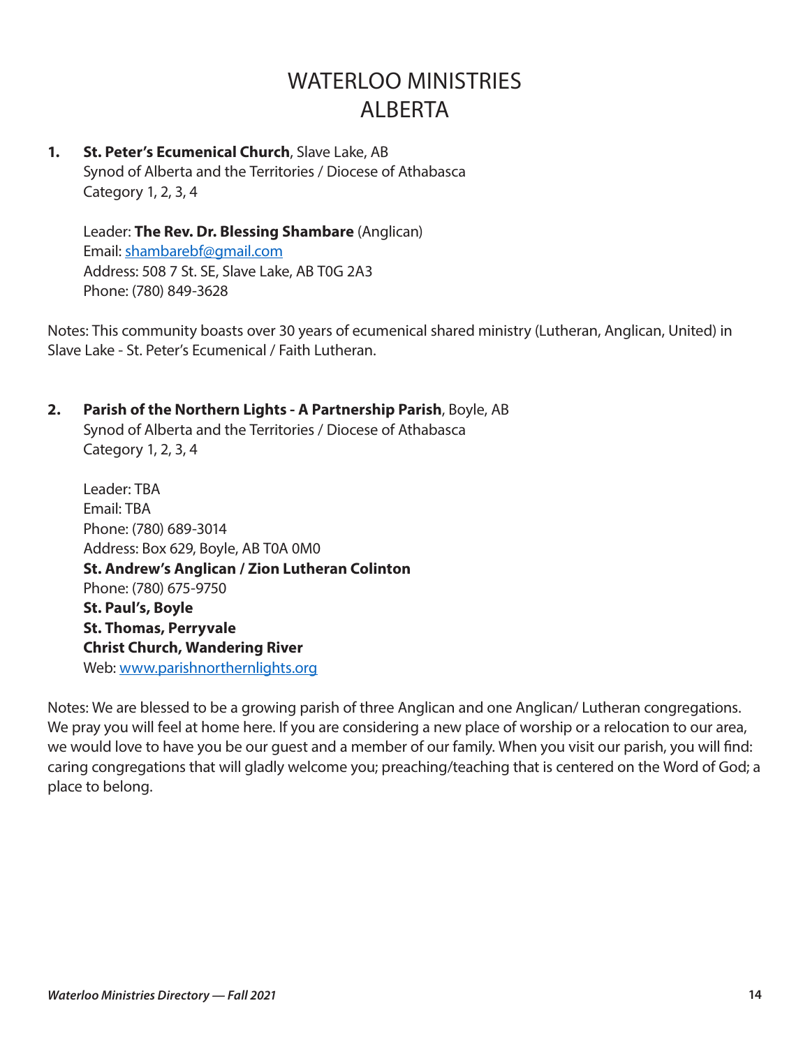# WATERLOO MINISTRIES
# ALBERTA

1. **St. Peter's Ecumenical Church**, Slave Lake, AB
   Synod of Alberta and the Territories / Diocese of Athabasca
   Category 1, 2, 3, 4

   Leader: **The Rev. Dr. Blessing Shambare** (Anglican)
   Email: shambarebf@gmail.com
   Address: 508 7 St. SE, Slave Lake, AB T0G 2A3
   Phone: (780) 849-3628

Notes: This community boasts over 30 years of ecumenical shared ministry (Lutheran, Anglican, United) in Slave Lake - St. Peter's Ecumenical / Faith Lutheran.

2. **Parish of the Northern Lights - A Partnership Parish**, Boyle, AB
   Synod of Alberta and the Territories / Diocese of Athabasca
   Category 1, 2, 3, 4

   Leader: TBA
   Email: TBA
   Phone: (780) 689-3014
   Address: Box 629, Boyle, AB T0A 0M0
   **St. Andrew's Anglican / Zion Lutheran Colinton**
   Phone: (780) 675-9750
   **St. Paul's, Boyle**
   **St. Thomas, Perryvale**
   **Christ Church, Wandering River**
   Web: www.parishnorthernlights.org

Notes: We are blessed to be a growing parish of three Anglican and one Anglican/ Lutheran congregations. We pray you will feel at home here. If you are considering a new place of worship or a relocation to our area, we would love to have you be our guest and a member of our family. When you visit our parish, you will find: caring congregations that will gladly welcome you; preaching/teaching that is centered on the Word of God; a place to belong.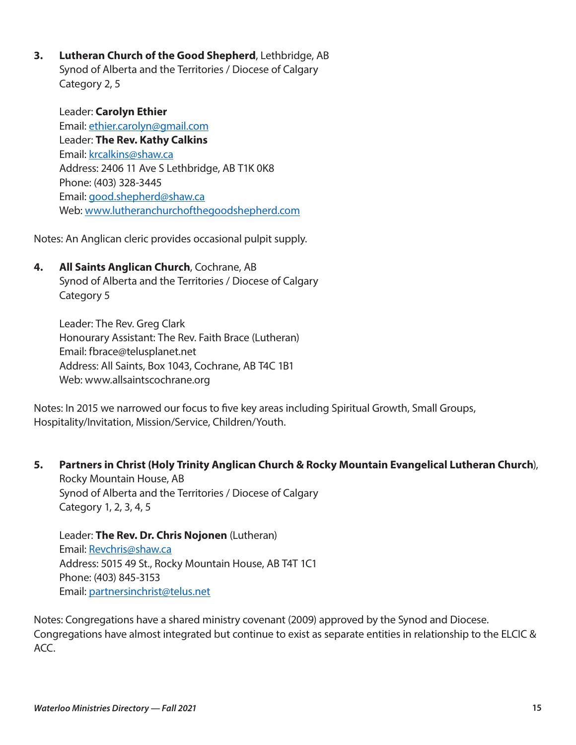3. **Lutheran Church of the Good Shepherd**, Lethbridge, AB
   Synod of Alberta and the Territories / Diocese of Calgary
   Category 2, 5

   Leader: **Carolyn Ethier**
   Email: ethier.carolyn@gmail.com
   Leader: **The Rev. Kathy Calkins**
   Email: krcalkins@shaw.ca
   Address: 2406 11 Ave S Lethbridge, AB T1K 0K8
   Phone: (403) 328-3445
   Email: good.shepherd@shaw.ca
   Web: www.lutheranchurchofthegoodshepherd.com

Notes: An Anglican cleric provides occasional pulpit supply.

4. **All Saints Anglican Church**, Cochrane, AB
   Synod of Alberta and the Territories / Diocese of Calgary
   Category 5

   Leader: The Rev. Greg Clark
   Honourary Assistant: The Rev. Faith Brace (Lutheran)
   Email: fbrace@telusplanet.net
   Address: All Saints, Box 1043, Cochrane, AB T4C 1B1
   Web: www.allsaintscochrane.org

Notes: In 2015 we narrowed our focus to five key areas including Spiritual Growth, Small Groups, Hospitality/Invitation, Mission/Service, Children/Youth.

5. **Partners in Christ (Holy Trinity Anglican Church & Rocky Mountain Evangelical Lutheran Church**), Rocky Mountain House, AB
   Synod of Alberta and the Territories / Diocese of Calgary
   Category 1, 2, 3, 4, 5

   Leader: **The Rev. Dr. Chris Nojonen** (Lutheran)
   Email: Revchris@shaw.ca
   Address: 5015 49 St., Rocky Mountain House, AB T4T 1C1
   Phone: (403) 845-3153
   Email: partnersinchrist@telus.net

Notes: Congregations have a shared ministry covenant (2009) approved by the Synod and Diocese. Congregations have almost integrated but continue to exist as separate entities in relationship to the ELCIC & ACC.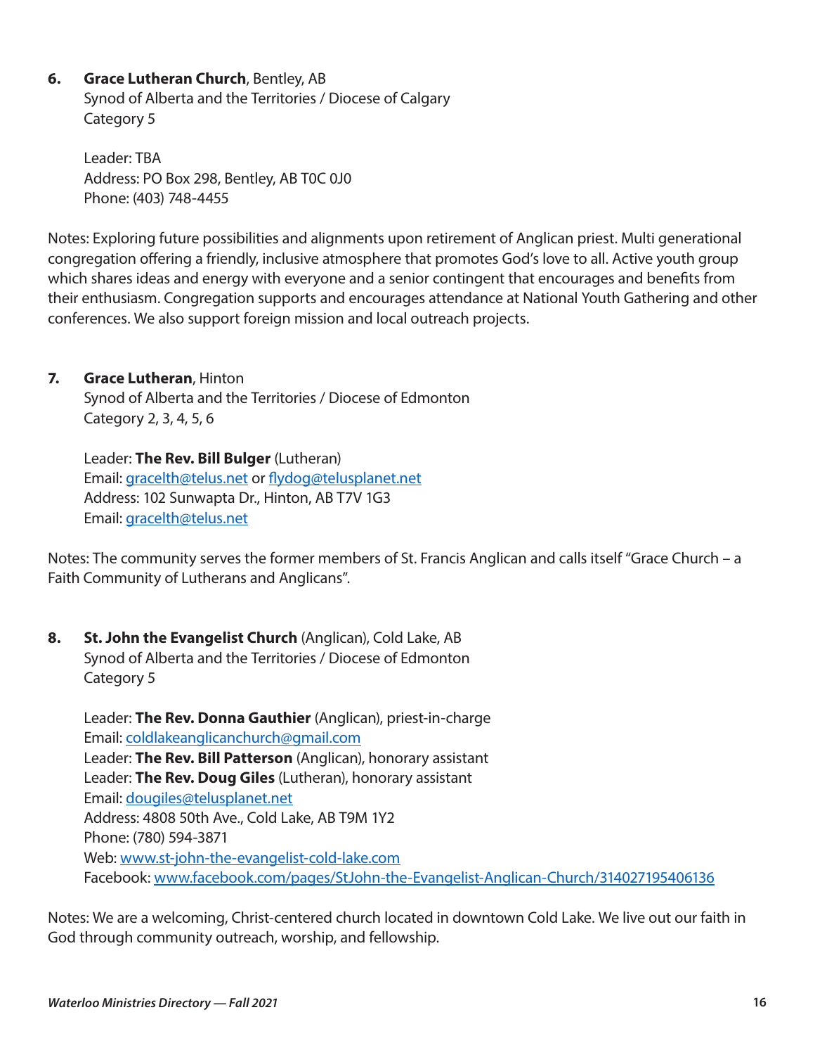6. **Grace Lutheran Church**, Bentley, AB
   Synod of Alberta and the Territories / Diocese of Calgary
   Category 5

   Leader: TBA
   Address: PO Box 298, Bentley, AB T0C 0J0
   Phone: (403) 748-4455

Notes: Exploring future possibilities and alignments upon retirement of Anglican priest. Multi generational congregation offering a friendly, inclusive atmosphere that promotes God's love to all. Active youth group which shares ideas and energy with everyone and a senior contingent that encourages and benefits from their enthusiasm. Congregation supports and encourages attendance at National Youth Gathering and other conferences. We also support foreign mission and local outreach projects.

7. **Grace Lutheran**, Hinton
   Synod of Alberta and the Territories / Diocese of Edmonton
   Category 2, 3, 4, 5, 6

   Leader: **The Rev. Bill Bulger** (Lutheran)
   Email: gracelth@telus.net or flydog@telusplanet.net
   Address: 102 Sunwapta Dr., Hinton, AB T7V 1G3
   Email: gracelth@telus.net

Notes: The community serves the former members of St. Francis Anglican and calls itself "Grace Church – a Faith Community of Lutherans and Anglicans".

8. **St. John the Evangelist Church** (Anglican), Cold Lake, AB
   Synod of Alberta and the Territories / Diocese of Edmonton
   Category 5

   Leader: **The Rev. Donna Gauthier** (Anglican), priest-in-charge
   Email: coldlakeanglicanchurch@gmail.com
   Leader: **The Rev. Bill Patterson** (Anglican), honorary assistant
   Leader: **The Rev. Doug Giles** (Lutheran), honorary assistant
   Email: dougiles@telusplanet.net
   Address: 4808 50th Ave., Cold Lake, AB T9M 1Y2
   Phone: (780) 594-3871
   Web: www.st-john-the-evangelist-cold-lake.com
   Facebook: www.facebook.com/pages/StJohn-the-Evangelist-Anglican-Church/314027195406136

Notes: We are a welcoming, Christ-centered church located in downtown Cold Lake. We live out our faith in God through community outreach, worship, and fellowship.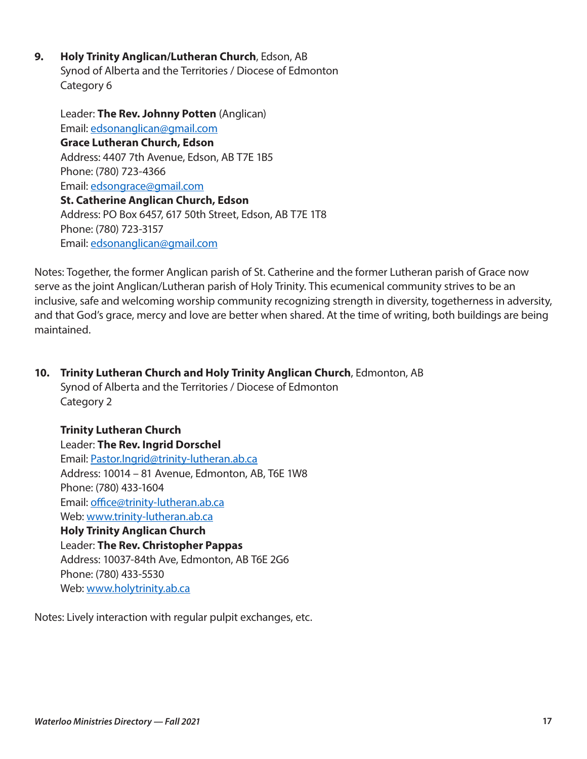**9. Holy Trinity Anglican/Lutheran Church**, Edson, AB
Synod of Alberta and the Territories / Diocese of Edmonton
Category 6

Leader: **The Rev. Johnny Potten** (Anglican)
Email: edsonanglican@gmail.com
**Grace Lutheran Church, Edson**
Address: 4407 7th Avenue, Edson, AB T7E 1B5
Phone: (780) 723-4366
Email: edsongrace@gmail.com
**St. Catherine Anglican Church, Edson**
Address: PO Box 6457, 617 50th Street, Edson, AB T7E 1T8
Phone: (780) 723-3157
Email: edsonanglican@gmail.com

Notes: Together, the former Anglican parish of St. Catherine and the former Lutheran parish of Grace now serve as the joint Anglican/Lutheran parish of Holy Trinity. This ecumenical community strives to be an inclusive, safe and welcoming worship community recognizing strength in diversity, togetherness in adversity, and that God's grace, mercy and love are better when shared. At the time of writing, both buildings are being maintained.

**10. Trinity Lutheran Church and Holy Trinity Anglican Church**, Edmonton, AB
Synod of Alberta and the Territories / Diocese of Edmonton
Category 2

**Trinity Lutheran Church**
Leader: **The Rev. Ingrid Dorschel**
Email: Pastor.Ingrid@trinity-lutheran.ab.ca
Address: 10014 – 81 Avenue, Edmonton, AB, T6E 1W8
Phone: (780) 433-1604
Email: office@trinity-lutheran.ab.ca
Web: www.trinity-lutheran.ab.ca
**Holy Trinity Anglican Church**
Leader: **The Rev. Christopher Pappas**
Address: 10037-84th Ave, Edmonton, AB T6E 2G6
Phone: (780) 433-5530
Web: www.holytrinity.ab.ca

Notes: Lively interaction with regular pulpit exchanges, etc.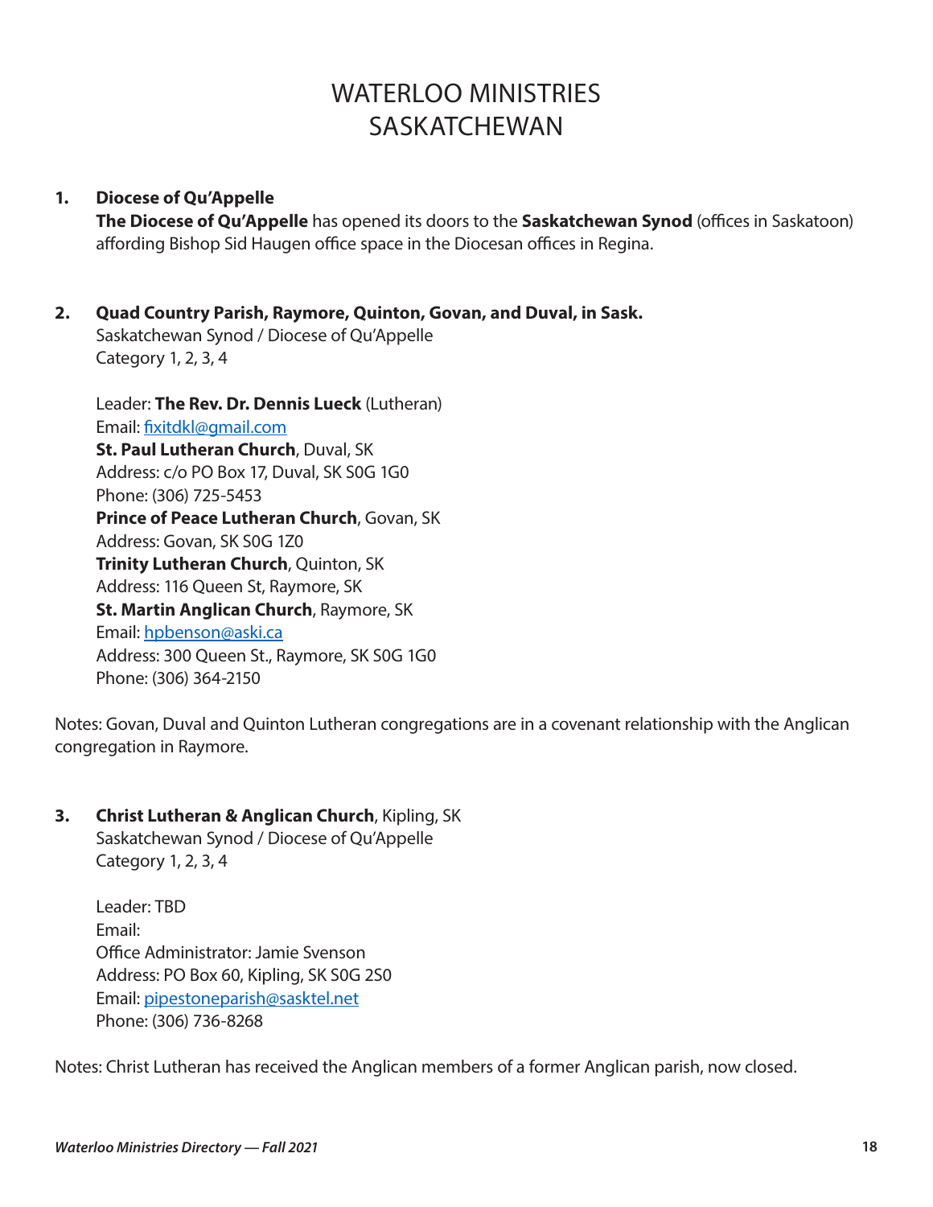# WATERLOO MINISTRIES
# SASKATCHEWAN

**1. Diocese of Qu'Appelle**

**The Diocese of Qu'Appelle** has opened its doors to the **Saskatchewan Synod** (offices in Saskatoon) affording Bishop Sid Haugen office space in the Diocesan offices in Regina.

**2. Quad Country Parish, Raymore, Quinton, Govan, and Duval, in Sask.**

Saskatchewan Synod / Diocese of Qu'Appelle
Category 1, 2, 3, 4

Leader: **The Rev. Dr. Dennis Lueck** (Lutheran)
Email: fixitdkl@gmail.com
**St. Paul Lutheran Church**, Duval, SK
Address: c/o PO Box 17, Duval, SK S0G 1G0
Phone: (306) 725-5453
**Prince of Peace Lutheran Church**, Govan, SK
Address: Govan, SK S0G 1Z0
**Trinity Lutheran Church**, Quinton, SK
Address: 116 Queen St, Raymore, SK
**St. Martin Anglican Church**, Raymore, SK
Email: hpbenson@aski.ca
Address: 300 Queen St., Raymore, SK S0G 1G0
Phone: (306) 364-2150

Notes: Govan, Duval and Quinton Lutheran congregations are in a covenant relationship with the Anglican congregation in Raymore.

**3. Christ Lutheran & Anglican Church**, Kipling, SK

Saskatchewan Synod / Diocese of Qu'Appelle
Category 1, 2, 3, 4

Leader: TBD
Email:
Office Administrator: Jamie Svenson
Address: PO Box 60, Kipling, SK S0G 2S0
Email: pipestoneparish@sasktel.net
Phone: (306) 736-8268

Notes: Christ Lutheran has received the Anglican members of a former Anglican parish, now closed.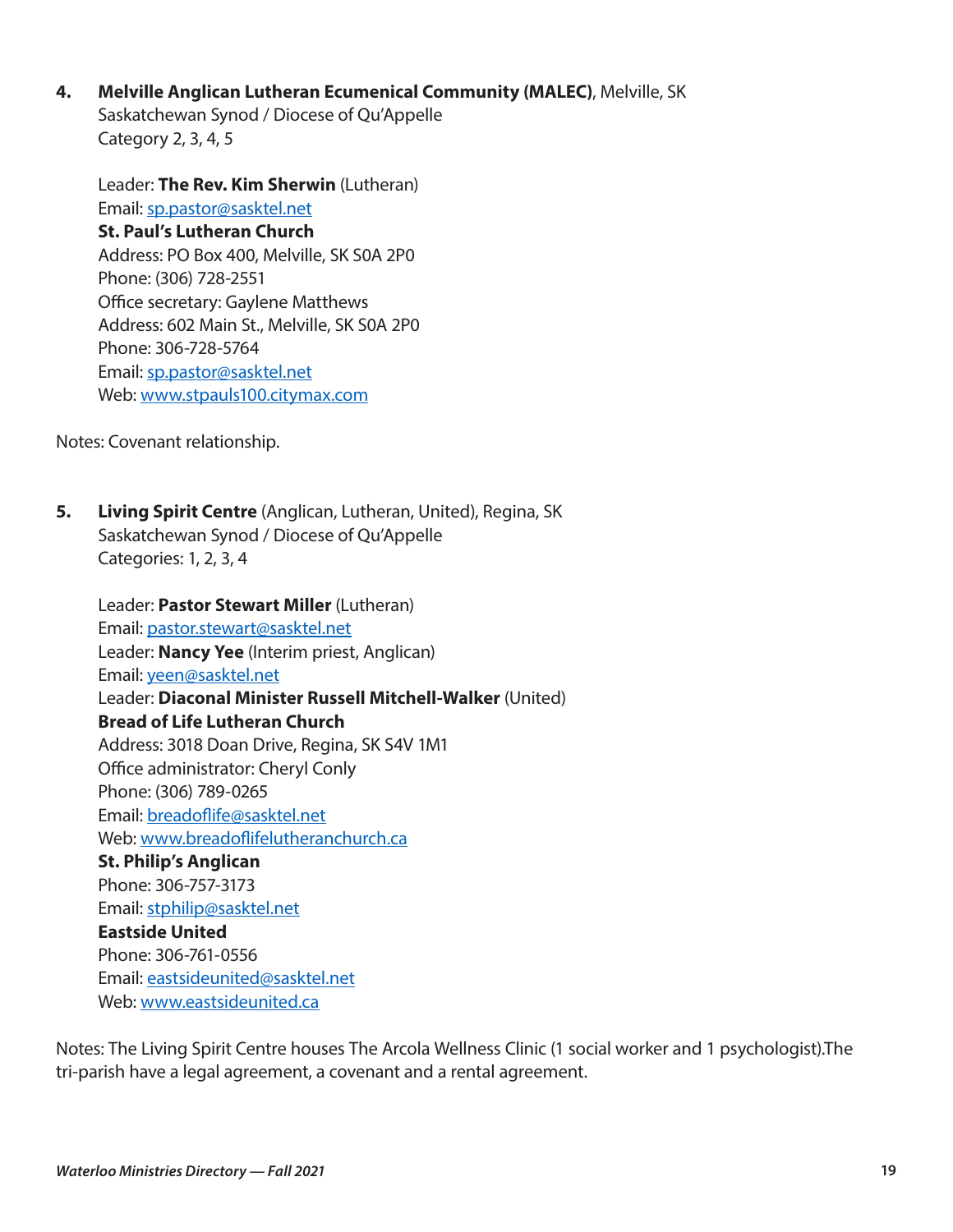4. **Melville Anglican Lutheran Ecumenical Community (MALEC)**, Melville, SK
   Saskatchewan Synod / Diocese of Qu'Appelle
   Category 2, 3, 4, 5

   Leader: **The Rev. Kim Sherwin** (Lutheran)
   Email: sp.pastor@sasktel.net
   **St. Paul's Lutheran Church**
   Address: PO Box 400, Melville, SK S0A 2P0
   Phone: (306) 728-2551
   Office secretary: Gaylene Matthews
   Address: 602 Main St., Melville, SK S0A 2P0
   Phone: 306-728-5764
   Email: sp.pastor@sasktel.net
   Web: www.stpauls100.citymax.com

Notes: Covenant relationship.

5. **Living Spirit Centre** (Anglican, Lutheran, United), Regina, SK
   Saskatchewan Synod / Diocese of Qu'Appelle
   Categories: 1, 2, 3, 4

   Leader: **Pastor Stewart Miller** (Lutheran)
   Email: pastor.stewart@sasktel.net
   Leader: **Nancy Yee** (Interim priest, Anglican)
   Email: yeen@sasktel.net
   Leader: **Diaconal Minister Russell Mitchell-Walker** (United)
   **Bread of Life Lutheran Church**
   Address: 3018 Doan Drive, Regina, SK S4V 1M1
   Office administrator: Cheryl Conly
   Phone: (306) 789-0265
   Email: breadoflife@sasktel.net
   Web: www.breadoflifelutheranchurch.ca
   **St. Philip's Anglican**
   Phone: 306-757-3173
   Email: stphilip@sasktel.net
   **Eastside United**
   Phone: 306-761-0556
   Email: eastsideunited@sasktel.net
   Web: www.eastsideunited.ca

Notes: The Living Spirit Centre houses The Arcola Wellness Clinic (1 social worker and 1 psychologist).The tri-parish have a legal agreement, a covenant and a rental agreement.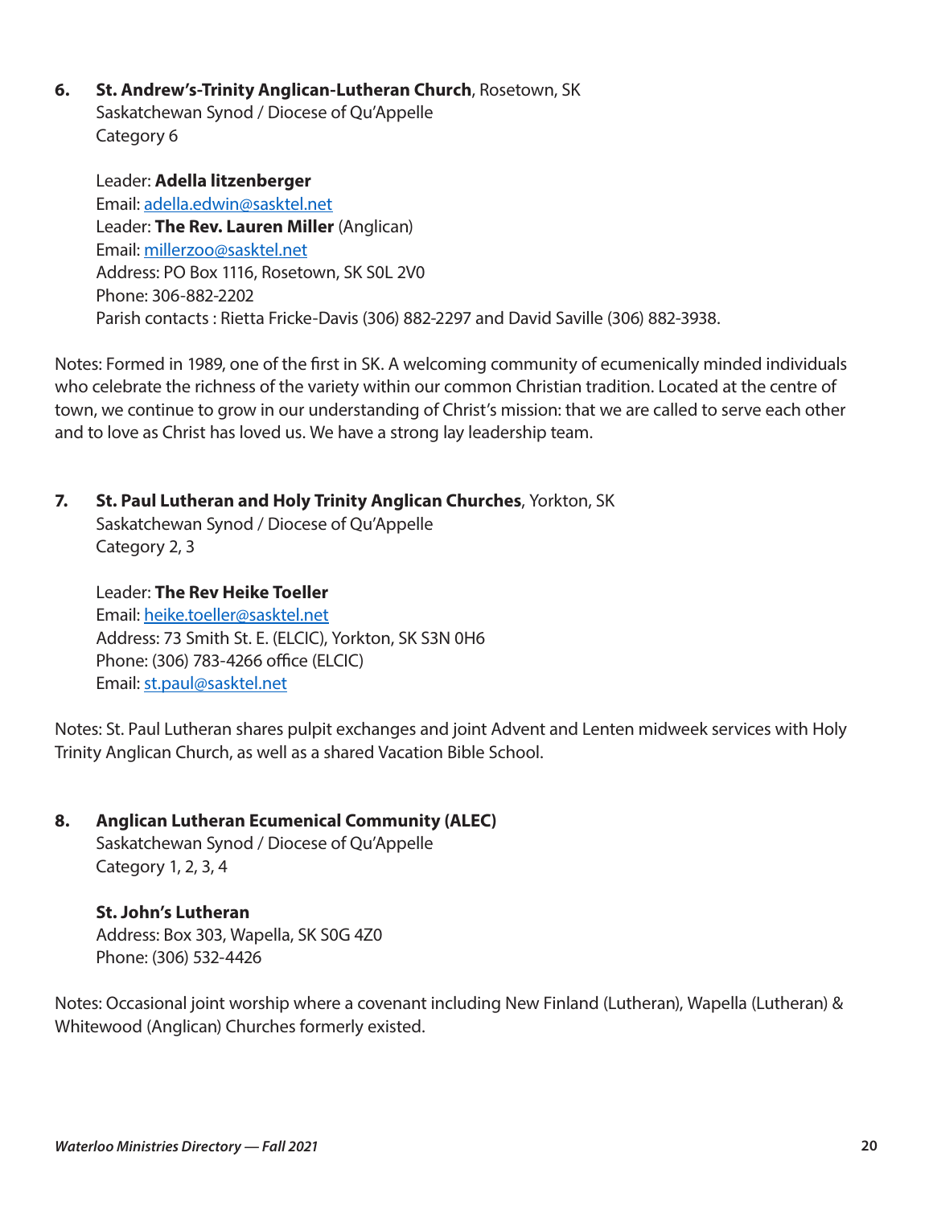**6. St. Andrew's-Trinity Anglican-Lutheran Church**, Rosetown, SK
Saskatchewan Synod / Diocese of Qu'Appelle
Category 6

Leader: **Adella litzenberger**
Email: adella.edwin@sasktel.net
Leader: **The Rev. Lauren Miller** (Anglican)
Email: millerzoo@sasktel.net
Address: PO Box 1116, Rosetown, SK S0L 2V0
Phone: 306-882-2202
Parish contacts : Rietta Fricke-Davis (306) 882-2297 and David Saville (306) 882-3938.

Notes: Formed in 1989, one of the first in SK. A welcoming community of ecumenically minded individuals who celebrate the richness of the variety within our common Christian tradition. Located at the centre of town, we continue to grow in our understanding of Christ's mission: that we are called to serve each other and to love as Christ has loved us. We have a strong lay leadership team.

**7. St. Paul Lutheran and Holy Trinity Anglican Churches**, Yorkton, SK
Saskatchewan Synod / Diocese of Qu'Appelle
Category 2, 3

Leader: **The Rev Heike Toeller**
Email: heike.toeller@sasktel.net
Address: 73 Smith St. E. (ELCIC), Yorkton, SK S3N 0H6
Phone: (306) 783-4266 office (ELCIC)
Email: st.paul@sasktel.net

Notes: St. Paul Lutheran shares pulpit exchanges and joint Advent and Lenten midweek services with Holy Trinity Anglican Church, as well as a shared Vacation Bible School.

**8. Anglican Lutheran Ecumenical Community (ALEC)**
Saskatchewan Synod / Diocese of Qu'Appelle
Category 1, 2, 3, 4

**St. John's Lutheran**
Address: Box 303, Wapella, SK S0G 4Z0
Phone: (306) 532-4426

Notes: Occasional joint worship where a covenant including New Finland (Lutheran), Wapella (Lutheran) & Whitewood (Anglican) Churches formerly existed.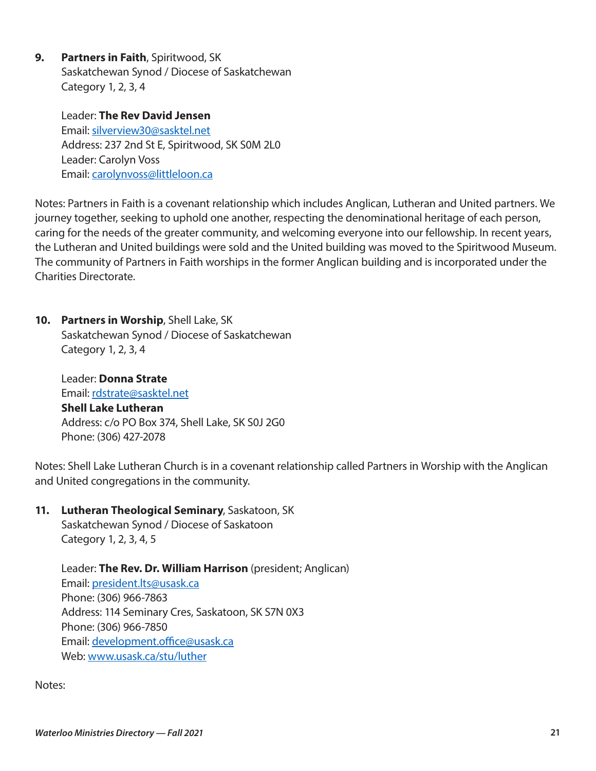9. **Partners in Faith**, Spiritwood, SK
   Saskatchewan Synod / Diocese of Saskatchewan
   Category 1, 2, 3, 4

   Leader: **The Rev David Jensen**
   Email: silverview30@sasktel.net
   Address: 237 2nd St E, Spiritwood, SK S0M 2L0
   Leader: Carolyn Voss
   Email: carolynvoss@littleloon.ca

Notes: Partners in Faith is a covenant relationship which includes Anglican, Lutheran and United partners. We journey together, seeking to uphold one another, respecting the denominational heritage of each person, caring for the needs of the greater community, and welcoming everyone into our fellowship. In recent years, the Lutheran and United buildings were sold and the United building was moved to the Spiritwood Museum. The community of Partners in Faith worships in the former Anglican building and is incorporated under the Charities Directorate.

10. **Partners in Worship**, Shell Lake, SK
    Saskatchewan Synod / Diocese of Saskatchewan
    Category 1, 2, 3, 4

    Leader: **Donna Strate**
    Email: rdstrate@sasktel.net
    **Shell Lake Lutheran**
    Address: c/o PO Box 374, Shell Lake, SK S0J 2G0
    Phone: (306) 427-2078

Notes: Shell Lake Lutheran Church is in a covenant relationship called Partners in Worship with the Anglican and United congregations in the community.

11. **Lutheran Theological Seminary**, Saskatoon, SK
    Saskatchewan Synod / Diocese of Saskatoon
    Category 1, 2, 3, 4, 5

    Leader: **The Rev. Dr. William Harrison** (president; Anglican)
    Email: president.lts@usask.ca
    Phone: (306) 966-7863
    Address: 114 Seminary Cres, Saskatoon, SK S7N 0X3
    Phone: (306) 966-7850
    Email: development.office@usask.ca
    Web: www.usask.ca/stu/luther

Notes: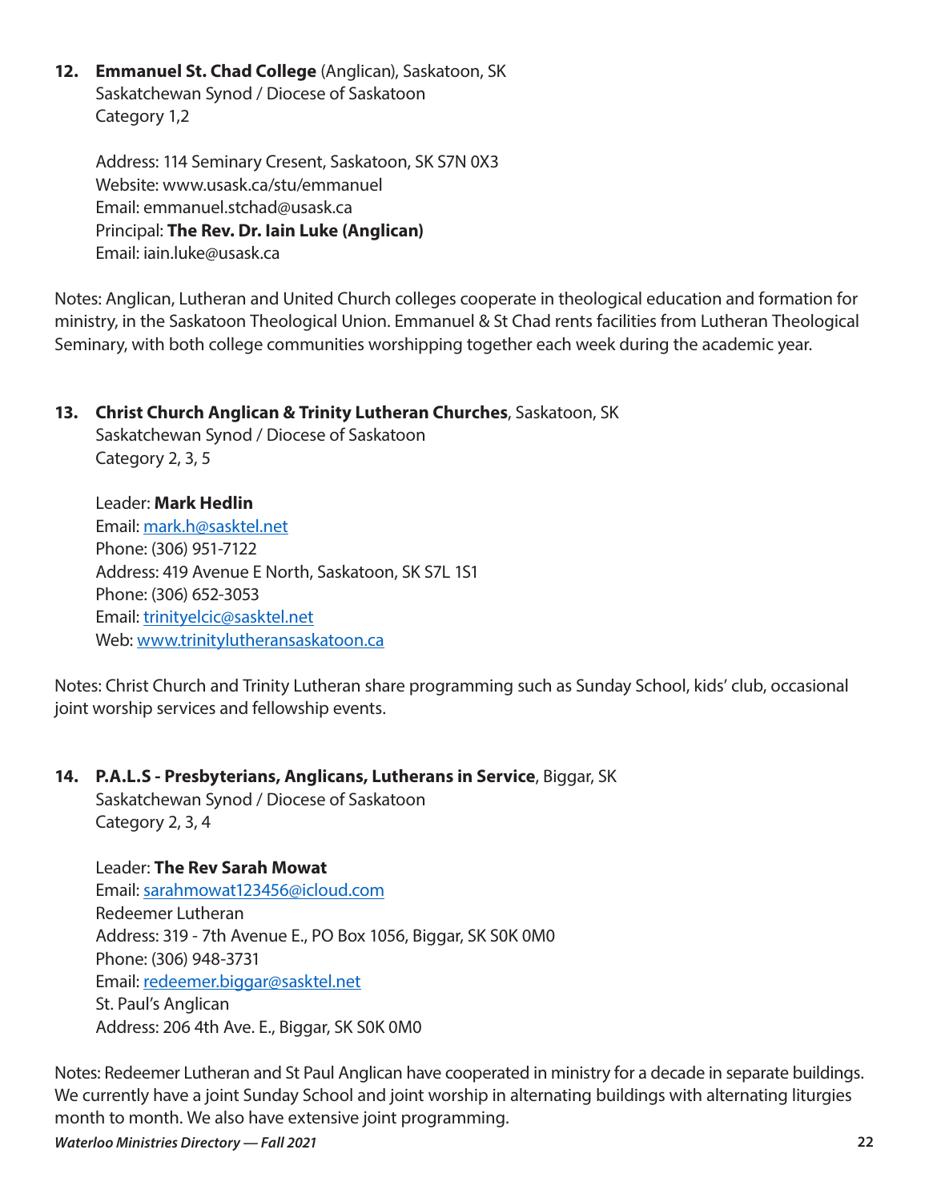**12. Emmanuel St. Chad College** (Anglican), Saskatoon, SK
Saskatchewan Synod / Diocese of Saskatoon
Category 1,2

Address: 114 Seminary Cresent, Saskatoon, SK S7N 0X3
Website: www.usask.ca/stu/emmanuel
Email: emmanuel.stchad@usask.ca
Principal: **The Rev. Dr. Iain Luke (Anglican)**
Email: iain.luke@usask.ca

Notes: Anglican, Lutheran and United Church colleges cooperate in theological education and formation for ministry, in the Saskatoon Theological Union. Emmanuel & St Chad rents facilities from Lutheran Theological Seminary, with both college communities worshipping together each week during the academic year.

**13. Christ Church Anglican & Trinity Lutheran Churches**, Saskatoon, SK
Saskatchewan Synod / Diocese of Saskatoon
Category 2, 3, 5

Leader: **Mark Hedlin**
Email: mark.h@sasktel.net
Phone: (306) 951-7122
Address: 419 Avenue E North, Saskatoon, SK S7L 1S1
Phone: (306) 652-3053
Email: trinityelcic@sasktel.net
Web: www.trinitylutheransaskatoon.ca

Notes: Christ Church and Trinity Lutheran share programming such as Sunday School, kids' club, occasional joint worship services and fellowship events.

**14. P.A.L.S - Presbyterians, Anglicans, Lutherans in Service**, Biggar, SK
Saskatchewan Synod / Diocese of Saskatoon
Category 2, 3, 4

Leader: **The Rev Sarah Mowat**
Email: sarahmowat123456@icloud.com
Redeemer Lutheran
Address: 319 - 7th Avenue E., PO Box 1056, Biggar, SK S0K 0M0
Phone: (306) 948-3731
Email: redeemer.biggar@sasktel.net
St. Paul's Anglican
Address: 206 4th Ave. E., Biggar, SK S0K 0M0

Notes: Redeemer Lutheran and St Paul Anglican have cooperated in ministry for a decade in separate buildings. We currently have a joint Sunday School and joint worship in alternating buildings with alternating liturgies month to month. We also have extensive joint programming.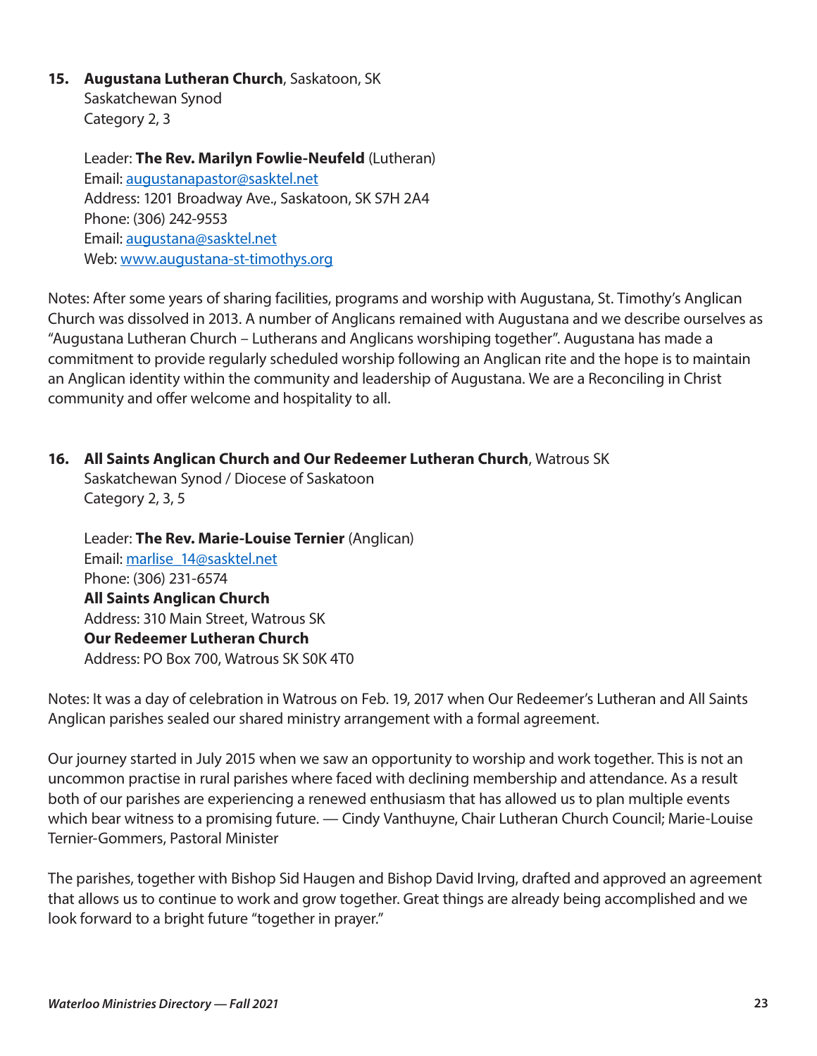15. **Augustana Lutheran Church**, Saskatoon, SK
    Saskatchewan Synod
    Category 2, 3

    Leader: **The Rev. Marilyn Fowlie-Neufeld** (Lutheran)
    Email: augustanapastor@sasktel.net
    Address: 1201 Broadway Ave., Saskatoon, SK S7H 2A4
    Phone: (306) 242-9553
    Email: augustana@sasktel.net
    Web: www.augustana-st-timothys.org

Notes: After some years of sharing facilities, programs and worship with Augustana, St. Timothy's Anglican Church was dissolved in 2013. A number of Anglicans remained with Augustana and we describe ourselves as "Augustana Lutheran Church – Lutherans and Anglicans worshiping together". Augustana has made a commitment to provide regularly scheduled worship following an Anglican rite and the hope is to maintain an Anglican identity within the community and leadership of Augustana. We are a Reconciling in Christ community and offer welcome and hospitality to all.

16. **All Saints Anglican Church and Our Redeemer Lutheran Church**, Watrous SK
    Saskatchewan Synod / Diocese of Saskatoon
    Category 2, 3, 5

    Leader: **The Rev. Marie-Louise Ternier** (Anglican)
    Email: marlise_14@sasktel.net
    Phone: (306) 231-6574
    **All Saints Anglican Church**
    Address: 310 Main Street, Watrous SK
    **Our Redeemer Lutheran Church**
    Address: PO Box 700, Watrous SK S0K 4T0

Notes: It was a day of celebration in Watrous on Feb. 19, 2017 when Our Redeemer's Lutheran and All Saints Anglican parishes sealed our shared ministry arrangement with a formal agreement.

Our journey started in July 2015 when we saw an opportunity to worship and work together. This is not an uncommon practise in rural parishes where faced with declining membership and attendance. As a result both of our parishes are experiencing a renewed enthusiasm that has allowed us to plan multiple events which bear witness to a promising future. — Cindy Vanthuyne, Chair Lutheran Church Council; Marie-Louise Ternier-Gommers, Pastoral Minister

The parishes, together with Bishop Sid Haugen and Bishop David Irving, drafted and approved an agreement that allows us to continue to work and grow together. Great things are already being accomplished and we look forward to a bright future "together in prayer."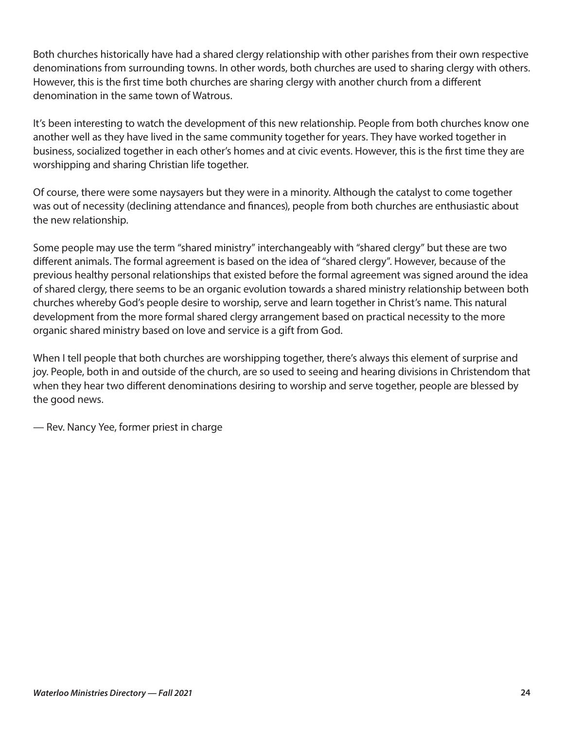Both churches historically have had a shared clergy relationship with other parishes from their own respective denominations from surrounding towns. In other words, both churches are used to sharing clergy with others. However, this is the first time both churches are sharing clergy with another church from a different denomination in the same town of Watrous.

It's been interesting to watch the development of this new relationship. People from both churches know one another well as they have lived in the same community together for years. They have worked together in business, socialized together in each other's homes and at civic events. However, this is the first time they are worshipping and sharing Christian life together.

Of course, there were some naysayers but they were in a minority. Although the catalyst to come together was out of necessity (declining attendance and finances), people from both churches are enthusiastic about the new relationship.

Some people may use the term "shared ministry" interchangeably with "shared clergy" but these are two different animals. The formal agreement is based on the idea of "shared clergy". However, because of the previous healthy personal relationships that existed before the formal agreement was signed around the idea of shared clergy, there seems to be an organic evolution towards a shared ministry relationship between both churches whereby God's people desire to worship, serve and learn together in Christ's name. This natural development from the more formal shared clergy arrangement based on practical necessity to the more organic shared ministry based on love and service is a gift from God.

When I tell people that both churches are worshipping together, there's always this element of surprise and joy. People, both in and outside of the church, are so used to seeing and hearing divisions in Christendom that when they hear two different denominations desiring to worship and serve together, people are blessed by the good news.

— Rev. Nancy Yee, former priest in charge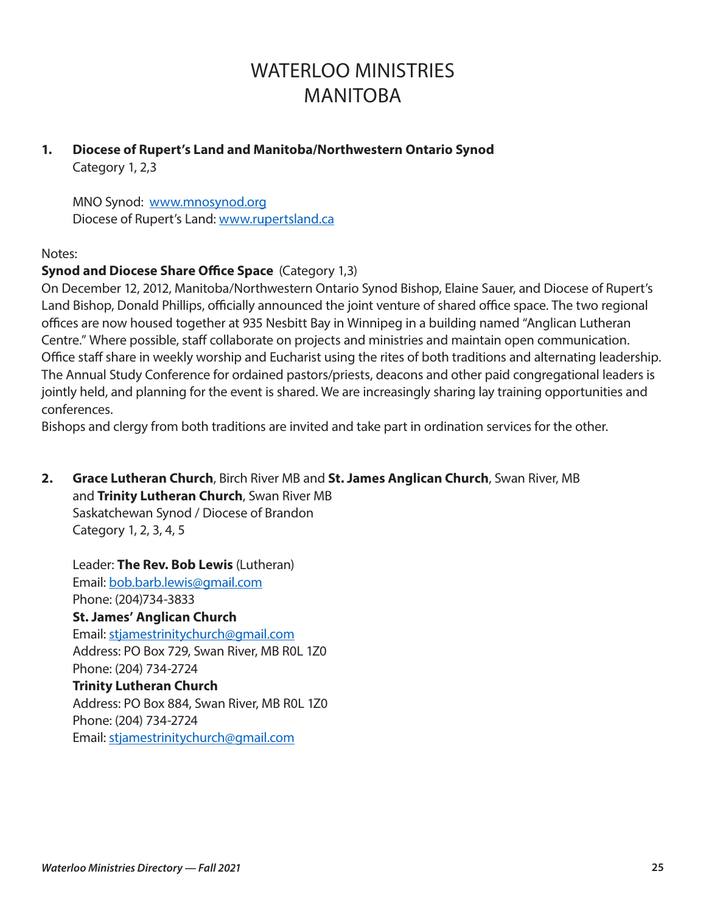# WATERLOO MINISTRIES
# MANITOBA

**1. Diocese of Rupert's Land and Manitoba/Northwestern Ontario Synod**
Category 1, 2,3

MNO Synod: www.mnosynod.org
Diocese of Rupert's Land: www.rupertsland.ca

Notes:

**Synod and Diocese Share Office Space** (Category 1,3)
On December 12, 2012, Manitoba/Northwestern Ontario Synod Bishop, Elaine Sauer, and Diocese of Rupert's Land Bishop, Donald Phillips, officially announced the joint venture of shared office space. The two regional offices are now housed together at 935 Nesbitt Bay in Winnipeg in a building named "Anglican Lutheran Centre." Where possible, staff collaborate on projects and ministries and maintain open communication. Office staff share in weekly worship and Eucharist using the rites of both traditions and alternating leadership. The Annual Study Conference for ordained pastors/priests, deacons and other paid congregational leaders is jointly held, and planning for the event is shared. We are increasingly sharing lay training opportunities and conferences.
Bishops and clergy from both traditions are invited and take part in ordination services for the other.

**2. Grace Lutheran Church**, Birch River MB and **St. James Anglican Church**, Swan River, MB and **Trinity Lutheran Church**, Swan River MB
Saskatchewan Synod / Diocese of Brandon
Category 1, 2, 3, 4, 5

Leader: **The Rev. Bob Lewis** (Lutheran)
Email: bob.barb.lewis@gmail.com
Phone: (204)734-3833
**St. James' Anglican Church**
Email: stjamestrinitychurch@gmail.com
Address: PO Box 729, Swan River, MB R0L 1Z0
Phone: (204) 734-2724
**Trinity Lutheran Church**
Address: PO Box 884, Swan River, MB R0L 1Z0
Phone: (204) 734-2724
Email: stjamestrinitychurch@gmail.com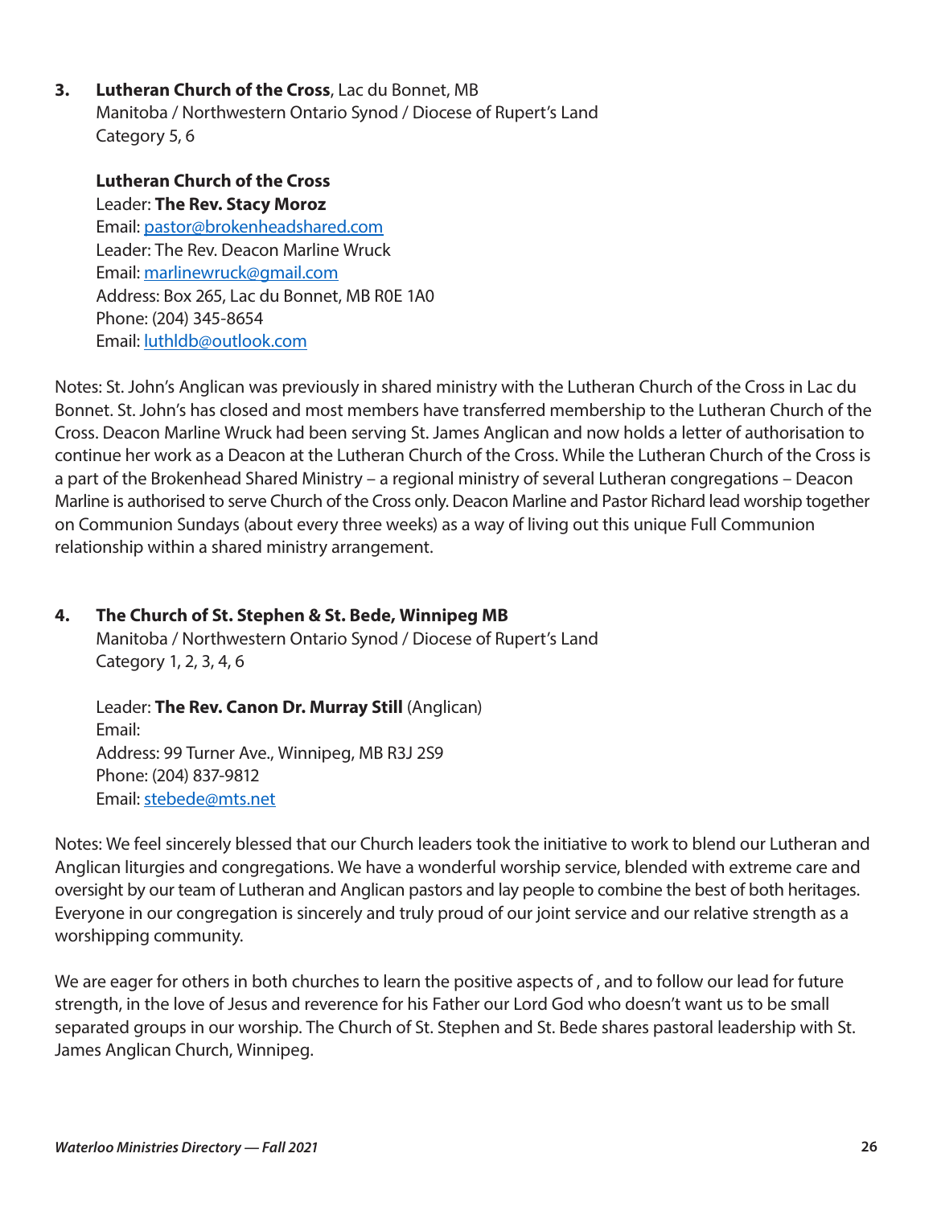**3. Lutheran Church of the Cross**, Lac du Bonnet, MB
Manitoba / Northwestern Ontario Synod / Diocese of Rupert's Land
Category 5, 6

**Lutheran Church of the Cross**
Leader: **The Rev. Stacy Moroz**
Email: pastor@brokenheadshared.com
Leader: The Rev. Deacon Marline Wruck
Email: marlinewruck@gmail.com
Address: Box 265, Lac du Bonnet, MB R0E 1A0
Phone: (204) 345-8654
Email: luthldb@outlook.com

Notes: St. John's Anglican was previously in shared ministry with the Lutheran Church of the Cross in Lac du Bonnet. St. John's has closed and most members have transferred membership to the Lutheran Church of the Cross. Deacon Marline Wruck had been serving St. James Anglican and now holds a letter of authorisation to continue her work as a Deacon at the Lutheran Church of the Cross. While the Lutheran Church of the Cross is a part of the Brokenhead Shared Ministry – a regional ministry of several Lutheran congregations – Deacon Marline is authorised to serve Church of the Cross only. Deacon Marline and Pastor Richard lead worship together on Communion Sundays (about every three weeks) as a way of living out this unique Full Communion relationship within a shared ministry arrangement.

**4. The Church of St. Stephen & St. Bede, Winnipeg MB**
Manitoba / Northwestern Ontario Synod / Diocese of Rupert's Land
Category 1, 2, 3, 4, 6

Leader: **The Rev. Canon Dr. Murray Still** (Anglican)
Email:
Address: 99 Turner Ave., Winnipeg, MB R3J 2S9
Phone: (204) 837-9812
Email: stebede@mts.net

Notes: We feel sincerely blessed that our Church leaders took the initiative to work to blend our Lutheran and Anglican liturgies and congregations. We have a wonderful worship service, blended with extreme care and oversight by our team of Lutheran and Anglican pastors and lay people to combine the best of both heritages. Everyone in our congregation is sincerely and truly proud of our joint service and our relative strength as a worshipping community.

We are eager for others in both churches to learn the positive aspects of , and to follow our lead for future strength, in the love of Jesus and reverence for his Father our Lord God who doesn't want us to be small separated groups in our worship. The Church of St. Stephen and St. Bede shares pastoral leadership with St. James Anglican Church, Winnipeg.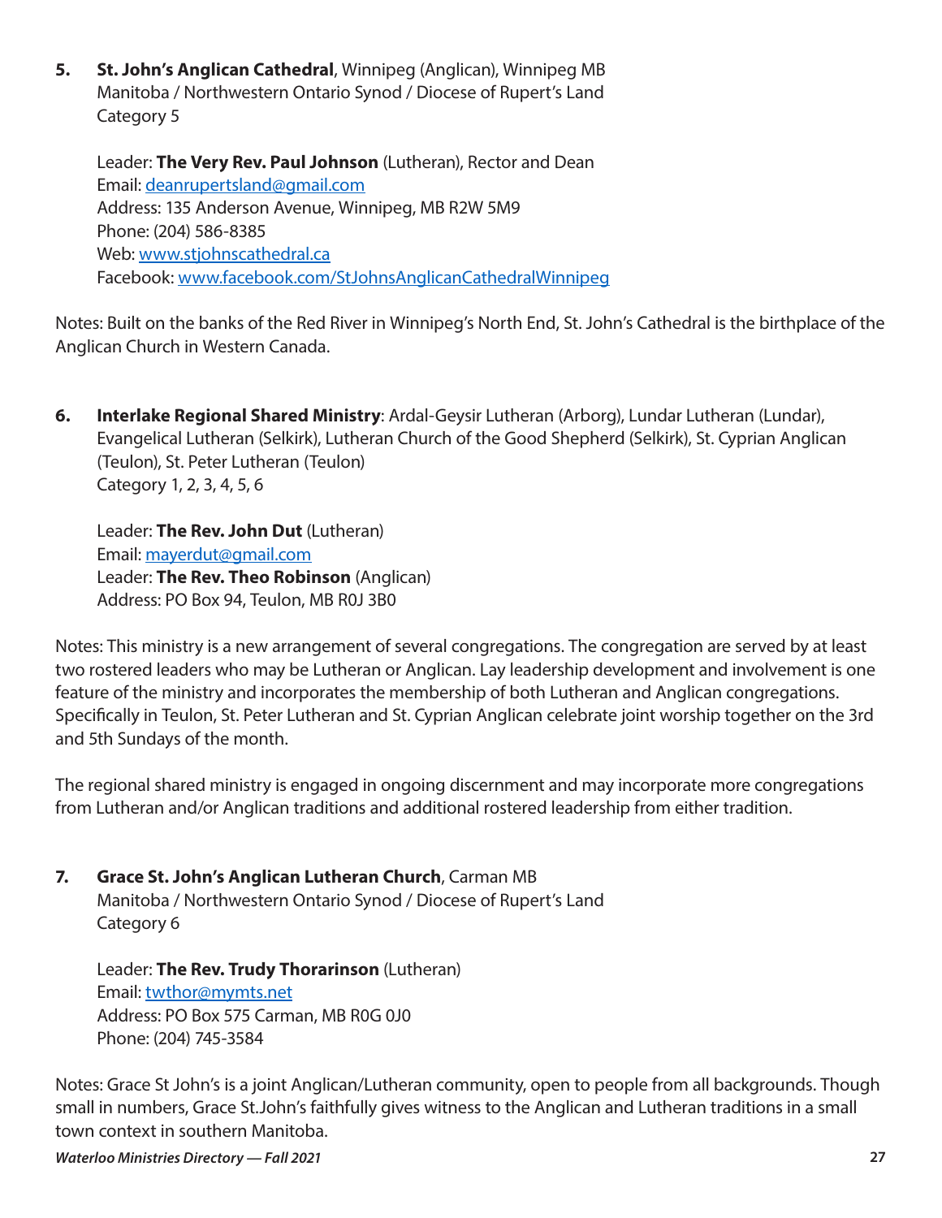5. **St. John's Anglican Cathedral**, Winnipeg (Anglican), Winnipeg MB
   Manitoba / Northwestern Ontario Synod / Diocese of Rupert's Land
   Category 5

   Leader: **The Very Rev. Paul Johnson** (Lutheran), Rector and Dean
   Email: deanrupertsland@gmail.com
   Address: 135 Anderson Avenue, Winnipeg, MB R2W 5M9
   Phone: (204) 586-8385
   Web: www.stjohnscathedral.ca
   Facebook: www.facebook.com/StJohnsAnglicanCathedralWinnipeg

Notes: Built on the banks of the Red River in Winnipeg's North End, St. John's Cathedral is the birthplace of the Anglican Church in Western Canada.

6. **Interlake Regional Shared Ministry**: Ardal-Geysir Lutheran (Arborg), Lundar Lutheran (Lundar), Evangelical Lutheran (Selkirk), Lutheran Church of the Good Shepherd (Selkirk), St. Cyprian Anglican (Teulon), St. Peter Lutheran (Teulon)
   Category 1, 2, 3, 4, 5, 6

   Leader: **The Rev. John Dut** (Lutheran)
   Email: mayerdut@gmail.com
   Leader: **The Rev. Theo Robinson** (Anglican)
   Address: PO Box 94, Teulon, MB R0J 3B0

Notes: This ministry is a new arrangement of several congregations. The congregation are served by at least two rostered leaders who may be Lutheran or Anglican. Lay leadership development and involvement is one feature of the ministry and incorporates the membership of both Lutheran and Anglican congregations. Specifically in Teulon, St. Peter Lutheran and St. Cyprian Anglican celebrate joint worship together on the 3rd and 5th Sundays of the month.

The regional shared ministry is engaged in ongoing discernment and may incorporate more congregations from Lutheran and/or Anglican traditions and additional rostered leadership from either tradition.

7. **Grace St. John's Anglican Lutheran Church**, Carman MB
   Manitoba / Northwestern Ontario Synod / Diocese of Rupert's Land
   Category 6

   Leader: **The Rev. Trudy Thorarinson** (Lutheran)
   Email: twthor@mymts.net
   Address: PO Box 575 Carman, MB R0G 0J0
   Phone: (204) 745-3584

Notes: Grace St John's is a joint Anglican/Lutheran community, open to people from all backgrounds. Though small in numbers, Grace St.John's faithfully gives witness to the Anglican and Lutheran traditions in a small town context in southern Manitoba.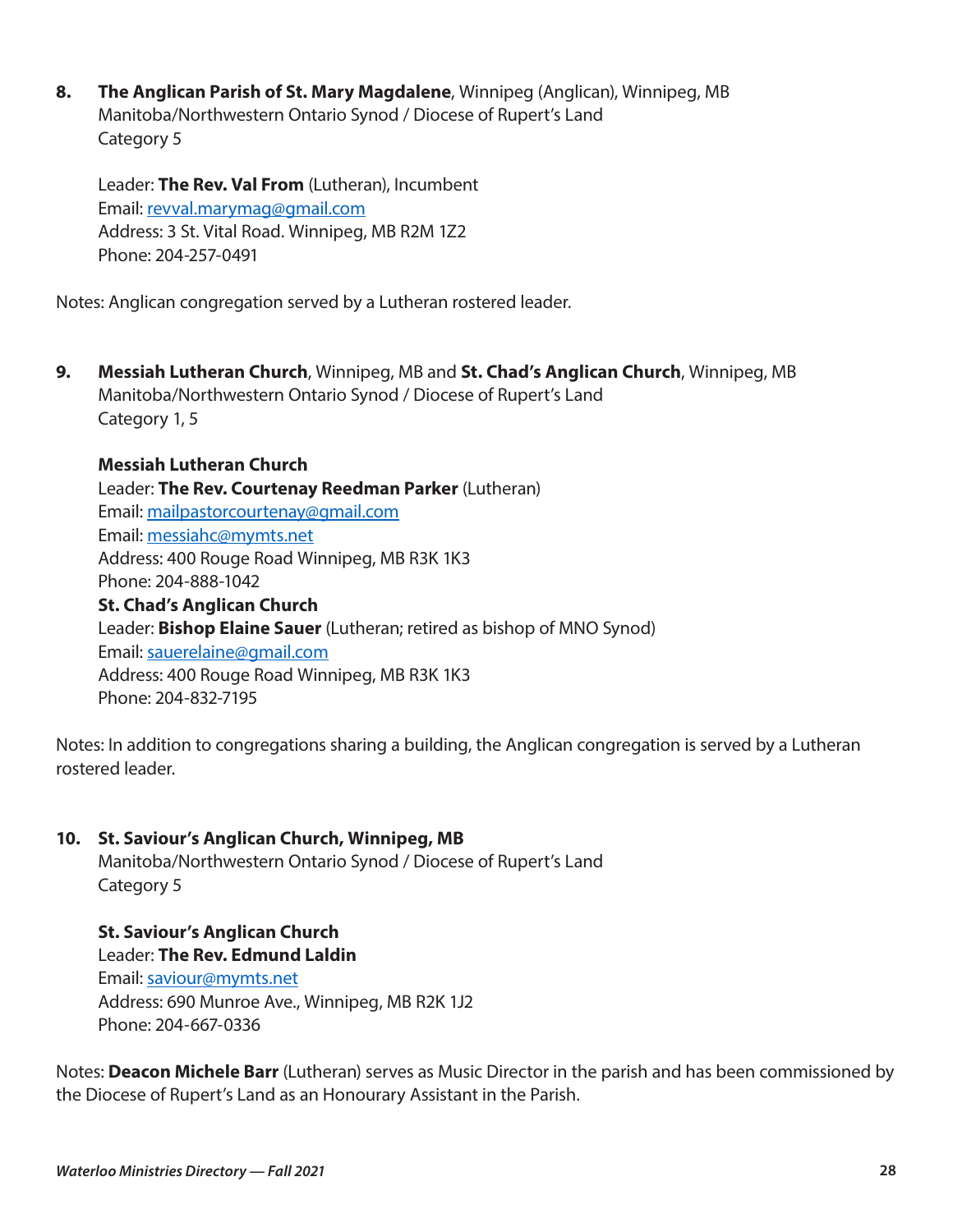8. **The Anglican Parish of St. Mary Magdalene**, Winnipeg (Anglican), Winnipeg, MB
   Manitoba/Northwestern Ontario Synod / Diocese of Rupert's Land
   Category 5

   Leader: **The Rev. Val From** (Lutheran), Incumbent
   Email: revval.marymag@gmail.com
   Address: 3 St. Vital Road. Winnipeg, MB R2M 1Z2
   Phone: 204-257-0491

Notes: Anglican congregation served by a Lutheran rostered leader.

9. **Messiah Lutheran Church**, Winnipeg, MB and **St. Chad's Anglican Church**, Winnipeg, MB
   Manitoba/Northwestern Ontario Synod / Diocese of Rupert's Land
   Category 1, 5

   **Messiah Lutheran Church**
   Leader: **The Rev. Courtenay Reedman Parker** (Lutheran)
   Email: mailpastorcourtenay@gmail.com
   Email: messiahc@mymts.net
   Address: 400 Rouge Road Winnipeg, MB R3K 1K3
   Phone: 204-888-1042
   **St. Chad's Anglican Church**
   Leader: **Bishop Elaine Sauer** (Lutheran; retired as bishop of MNO Synod)
   Email: sauerelaine@gmail.com
   Address: 400 Rouge Road Winnipeg, MB R3K 1K3
   Phone: 204-832-7195

Notes: In addition to congregations sharing a building, the Anglican congregation is served by a Lutheran rostered leader.

10. **St. Saviour's Anglican Church, Winnipeg, MB**
    Manitoba/Northwestern Ontario Synod / Diocese of Rupert's Land
    Category 5

    **St. Saviour's Anglican Church**
    Leader: **The Rev. Edmund Laldin**
    Email: saviour@mymts.net
    Address: 690 Munroe Ave., Winnipeg, MB R2K 1J2
    Phone: 204-667-0336

Notes: **Deacon Michele Barr** (Lutheran) serves as Music Director in the parish and has been commissioned by the Diocese of Rupert's Land as an Honourary Assistant in the Parish.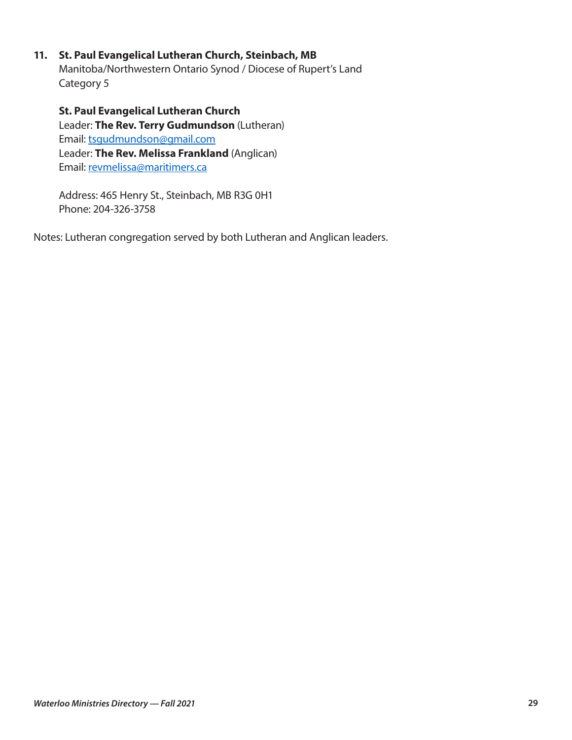**11. St. Paul Evangelical Lutheran Church, Steinbach, MB**
Manitoba/Northwestern Ontario Synod / Diocese of Rupert's Land
Category 5

**St. Paul Evangelical Lutheran Church**
Leader: **The Rev. Terry Gudmundson** (Lutheran)
Email: tsgudmundson@gmail.com
Leader: **The Rev. Melissa Frankland** (Anglican)
Email: revmelissa@maritimers.ca

Address: 465 Henry St., Steinbach, MB R3G 0H1
Phone: 204-326-3758

Notes: Lutheran congregation served by both Lutheran and Anglican leaders.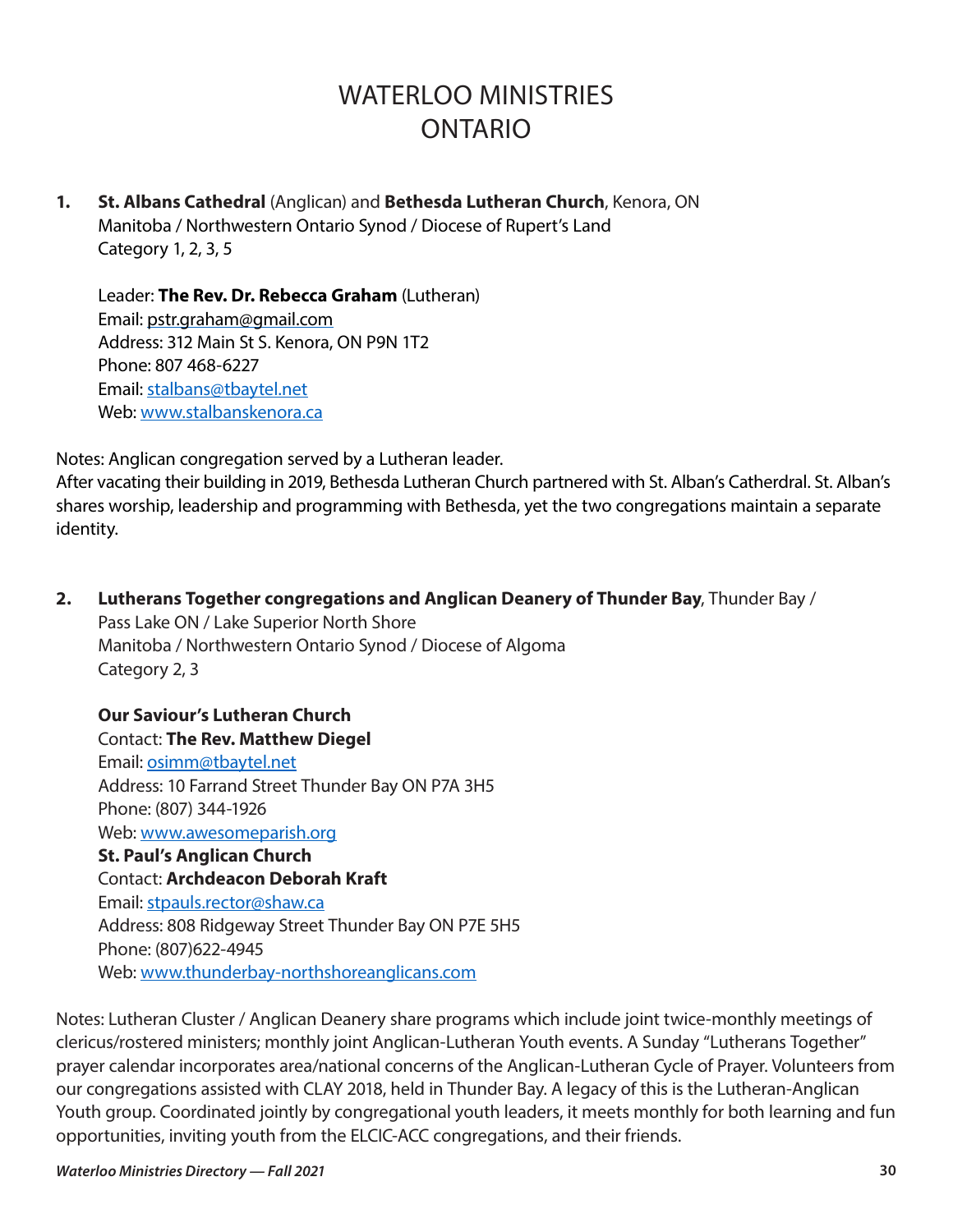# WATERLOO MINISTRIES ONTARIO

1. **St. Albans Cathedral** (Anglican) and **Bethesda Lutheran Church**, Kenora, ON
   Manitoba / Northwestern Ontario Synod / Diocese of Rupert's Land
   Category 1, 2, 3, 5

   Leader: **The Rev. Dr. Rebecca Graham** (Lutheran)
   Email: pstr.graham@gmail.com
   Address: 312 Main St S. Kenora, ON P9N 1T2
   Phone: 807 468-6227
   Email: stalbans@tbaytel.net
   Web: www.stalbanskenora.ca

Notes: Anglican congregation served by a Lutheran leader.
After vacating their building in 2019, Bethesda Lutheran Church partnered with St. Alban's Catherdral. St. Alban's shares worship, leadership and programming with Bethesda, yet the two congregations maintain a separate identity.

2. **Lutherans Together congregations and Anglican Deanery of Thunder Bay**, Thunder Bay / Pass Lake ON / Lake Superior North Shore
   Manitoba / Northwestern Ontario Synod / Diocese of Algoma
   Category 2, 3

   **Our Saviour's Lutheran Church**
   Contact: **The Rev. Matthew Diegel**
   Email: osimm@tbaytel.net
   Address: 10 Farrand Street Thunder Bay ON P7A 3H5
   Phone: (807) 344-1926
   Web: www.awesomeparish.org
   **St. Paul's Anglican Church**
   Contact: **Archdeacon Deborah Kraft**
   Email: stpauls.rector@shaw.ca
   Address: 808 Ridgeway Street Thunder Bay ON P7E 5H5
   Phone: (807)622-4945
   Web: www.thunderbay-northshoreanglicans.com

Notes: Lutheran Cluster / Anglican Deanery share programs which include joint twice-monthly meetings of clericus/rostered ministers; monthly joint Anglican-Lutheran Youth events. A Sunday "Lutherans Together" prayer calendar incorporates area/national concerns of the Anglican-Lutheran Cycle of Prayer. Volunteers from our congregations assisted with CLAY 2018, held in Thunder Bay. A legacy of this is the Lutheran-Anglican Youth group. Coordinated jointly by congregational youth leaders, it meets monthly for both learning and fun opportunities, inviting youth from the ELCIC-ACC congregations, and their friends.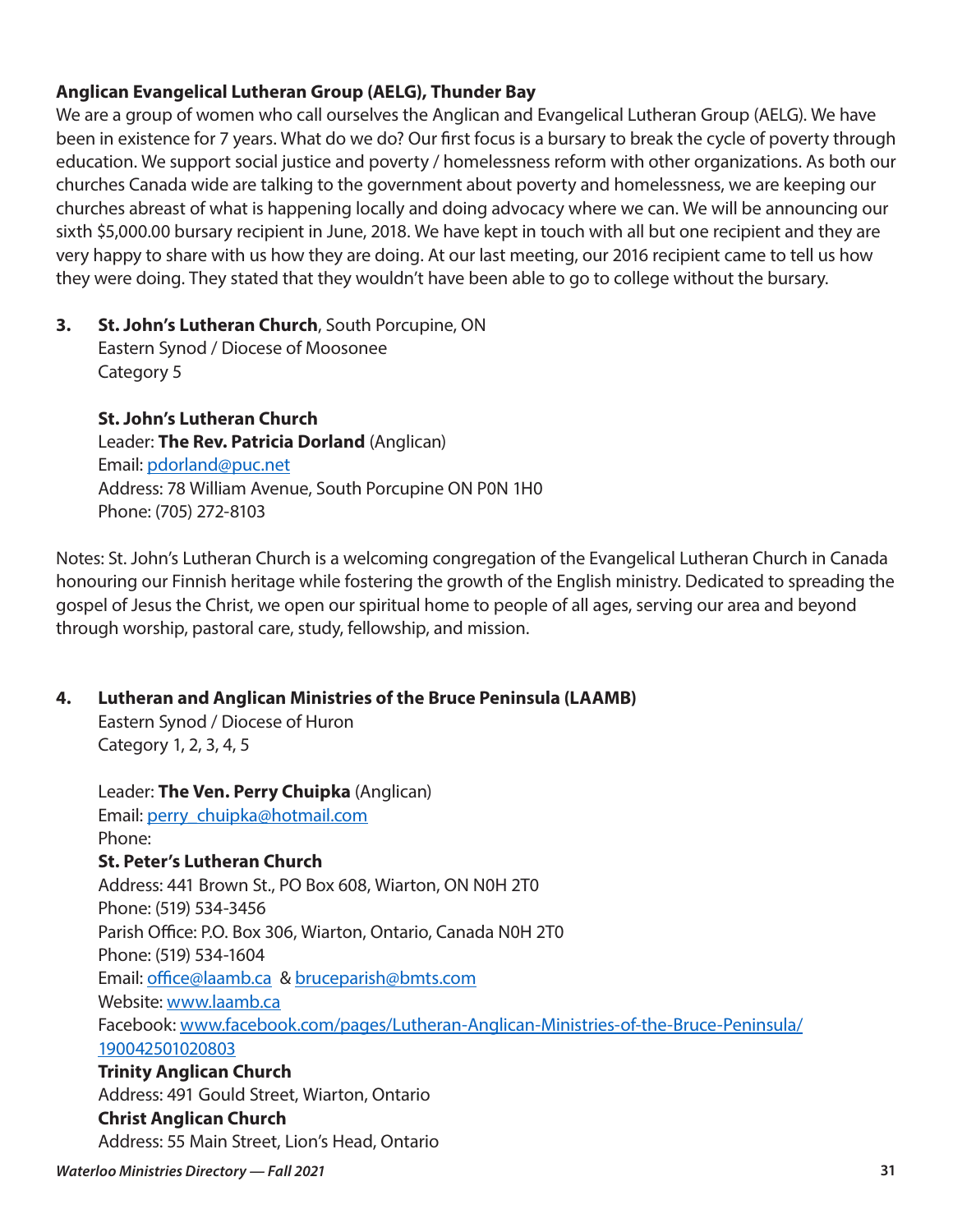**Anglican Evangelical Lutheran Group (AELG), Thunder Bay**

We are a group of women who call ourselves the Anglican and Evangelical Lutheran Group (AELG). We have been in existence for 7 years. What do we do? Our first focus is a bursary to break the cycle of poverty through education. We support social justice and poverty / homelessness reform with other organizations. As both our churches Canada wide are talking to the government about poverty and homelessness, we are keeping our churches abreast of what is happening locally and doing advocacy where we can. We will be announcing our sixth $5,000.00 bursary recipient in June, 2018. We have kept in touch with all but one recipient and they are very happy to share with us how they are doing. At our last meeting, our 2016 recipient came to tell us how they were doing. They stated that they wouldn't have been able to go to college without the bursary.

3. **St. John's Lutheran Church**, South Porcupine, ON
   Eastern Synod / Diocese of Moosonee
   Category 5

   **St. John's Lutheran Church**
   Leader: **The Rev. Patricia Dorland** (Anglican)
   Email: pdorland@puc.net
   Address: 78 William Avenue, South Porcupine ON P0N 1H0
   Phone: (705) 272-8103

Notes: St. John's Lutheran Church is a welcoming congregation of the Evangelical Lutheran Church in Canada honouring our Finnish heritage while fostering the growth of the English ministry. Dedicated to spreading the gospel of Jesus the Christ, we open our spiritual home to people of all ages, serving our area and beyond through worship, pastoral care, study, fellowship, and mission.

4. **Lutheran and Anglican Ministries of the Bruce Peninsula (LAAMB)**
   Eastern Synod / Diocese of Huron
   Category 1, 2, 3, 4, 5

   Leader: **The Ven. Perry Chuipka** (Anglican)
   Email: perry_chuipka@hotmail.com
   Phone:
   **St. Peter's Lutheran Church**
   Address: 441 Brown St., PO Box 608, Wiarton, ON N0H 2T0
   Phone: (519) 534-3456
   Parish Office: P.O. Box 306, Wiarton, Ontario, Canada N0H 2T0
   Phone: (519) 534-1604
   Email: office@laamb.ca & bruceparish@bmts.com
   Website: www.laamb.ca
   Facebook: www.facebook.com/pages/Lutheran-Anglican-Ministries-of-the-Bruce-Peninsula/190042501020803
   **Trinity Anglican Church**
   Address: 491 Gould Street, Wiarton, Ontario
   **Christ Anglican Church**
   Address: 55 Main Street, Lion's Head, Ontario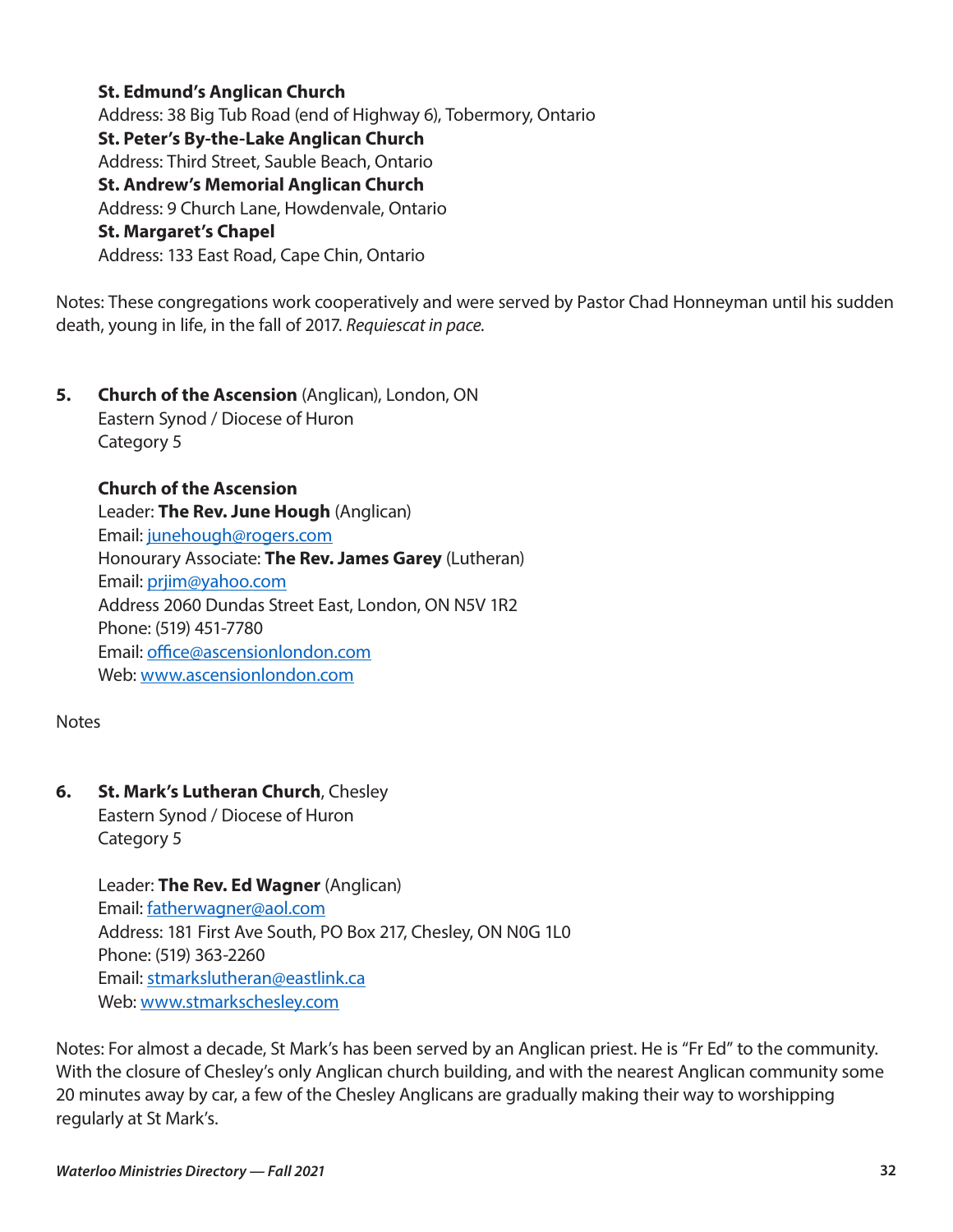**St. Edmund's Anglican Church**
Address: 38 Big Tub Road (end of Highway 6), Tobermory, Ontario
**St. Peter's By-the-Lake Anglican Church**
Address: Third Street, Sauble Beach, Ontario
**St. Andrew's Memorial Anglican Church**
Address: 9 Church Lane, Howdenvale, Ontario
**St. Margaret's Chapel**
Address: 133 East Road, Cape Chin, Ontario

Notes: These congregations work cooperatively and were served by Pastor Chad Honneyman until his sudden death, young in life, in the fall of 2017. *Requiescat in pace.*

5. **Church of the Ascension** (Anglican), London, ON
Eastern Synod / Diocese of Huron
Category 5

**Church of the Ascension**
Leader: **The Rev. June Hough** (Anglican)
Email: junehough@rogers.com
Honourary Associate: **The Rev. James Garey** (Lutheran)
Email: prjim@yahoo.com
Address 2060 Dundas Street East, London, ON N5V 1R2
Phone: (519) 451-7780
Email: office@ascensionlondon.com
Web: www.ascensionlondon.com

Notes

6. **St. Mark's Lutheran Church**, Chesley
Eastern Synod / Diocese of Huron
Category 5

Leader: **The Rev. Ed Wagner** (Anglican)
Email: fatherwagner@aol.com
Address: 181 First Ave South, PO Box 217, Chesley, ON N0G 1L0
Phone: (519) 363-2260
Email: stmarkslutheran@eastlink.ca
Web: www.stmarkschesley.com

Notes: For almost a decade, St Mark's has been served by an Anglican priest. He is "Fr Ed" to the community. With the closure of Chesley's only Anglican church building, and with the nearest Anglican community some 20 minutes away by car, a few of the Chesley Anglicans are gradually making their way to worshipping regularly at St Mark's.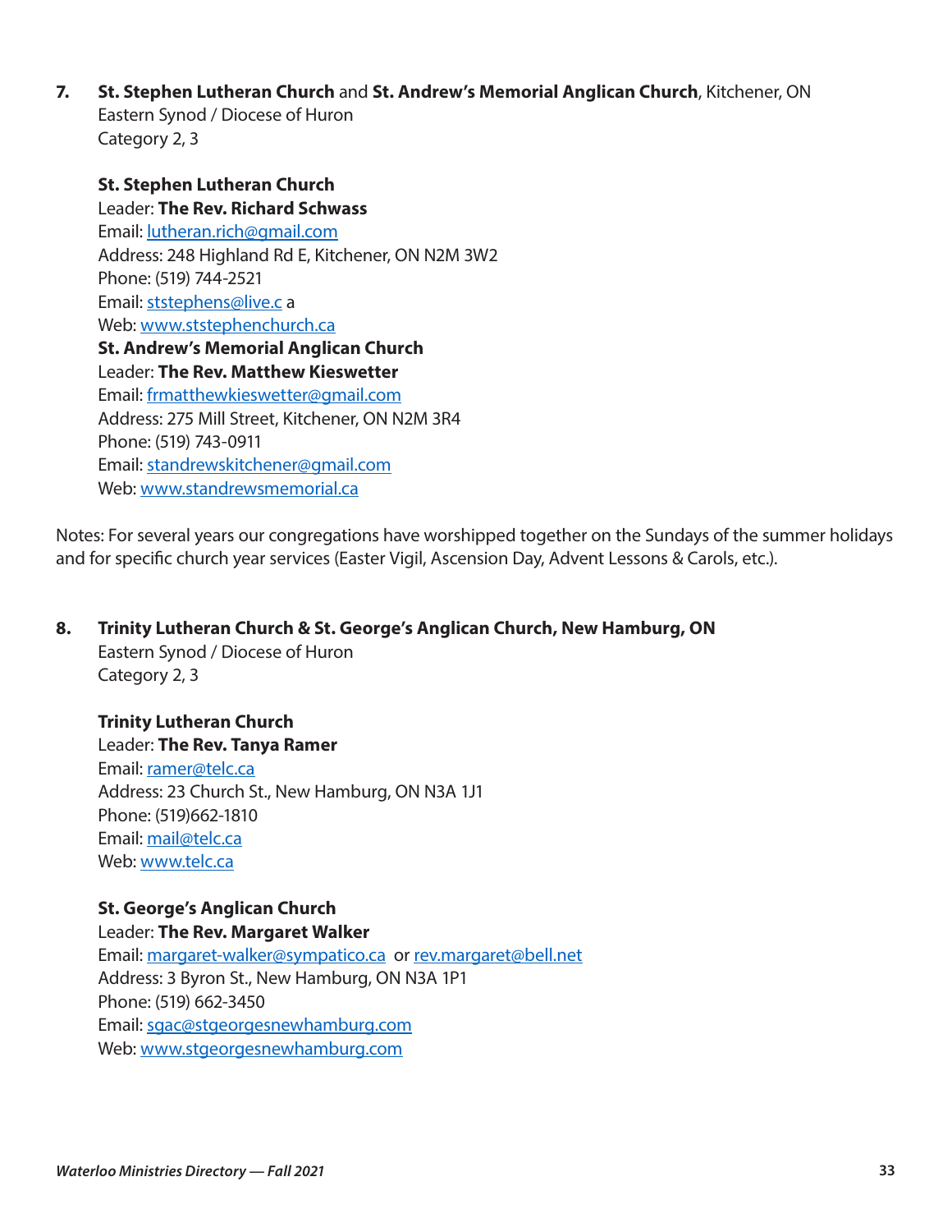**7. St. Stephen Lutheran Church** and **St. Andrew's Memorial Anglican Church**, Kitchener, ON
Eastern Synod / Diocese of Huron
Category 2, 3

**St. Stephen Lutheran Church**
Leader: **The Rev. Richard Schwass**
Email: lutheran.rich@gmail.com
Address: 248 Highland Rd E, Kitchener, ON N2M 3W2
Phone: (519) 744-2521
Email: ststephens@live.c a
Web: www.ststephenchurch.ca
**St. Andrew's Memorial Anglican Church**
Leader: **The Rev. Matthew Kieswetter**
Email: frmatthewkieswetter@gmail.com
Address: 275 Mill Street, Kitchener, ON N2M 3R4
Phone: (519) 743-0911
Email: standrewskitchener@gmail.com
Web: www.standrewsmemorial.ca

Notes: For several years our congregations have worshipped together on the Sundays of the summer holidays and for specific church year services (Easter Vigil, Ascension Day, Advent Lessons & Carols, etc.).

**8. Trinity Lutheran Church & St. George's Anglican Church, New Hamburg, ON**
Eastern Synod / Diocese of Huron
Category 2, 3

**Trinity Lutheran Church**
Leader: **The Rev. Tanya Ramer**
Email: ramer@telc.ca
Address: 23 Church St., New Hamburg, ON N3A 1J1
Phone: (519)662-1810
Email: mail@telc.ca
Web: www.telc.ca

**St. George's Anglican Church**
Leader: **The Rev. Margaret Walker**
Email: margaret-walker@sympatico.ca or rev.margaret@bell.net
Address: 3 Byron St., New Hamburg, ON N3A 1P1
Phone: (519) 662-3450
Email: sgac@stgeorgesnewhamburg.com
Web: www.stgeorgesnewhamburg.com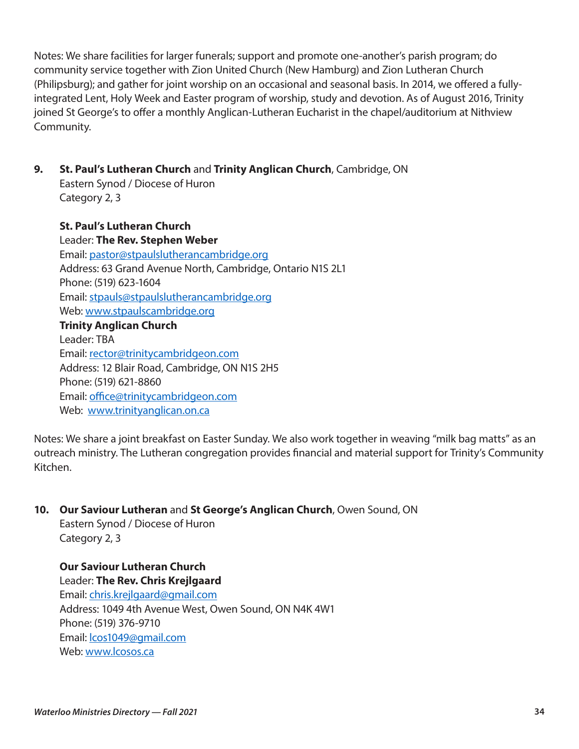Notes: We share facilities for larger funerals; support and promote one-another's parish program; do community service together with Zion United Church (New Hamburg) and Zion Lutheran Church (Philipsburg); and gather for joint worship on an occasional and seasonal basis. In 2014, we offered a fully-integrated Lent, Holy Week and Easter program of worship, study and devotion. As of August 2016, Trinity joined St George's to offer a monthly Anglican-Lutheran Eucharist in the chapel/auditorium at Nithview Community.

**9. St. Paul's Lutheran Church** and **Trinity Anglican Church**, Cambridge, ON
Eastern Synod / Diocese of Huron
Category 2, 3

**St. Paul's Lutheran Church**
Leader: **The Rev. Stephen Weber**
Email: pastor@stpaulslutherancambridge.org
Address: 63 Grand Avenue North, Cambridge, Ontario N1S 2L1
Phone: (519) 623-1604
Email: stpauls@stpaulslutherancambridge.org
Web: www.stpaulscambridge.org

**Trinity Anglican Church**
Leader: TBA
Email: rector@trinitycambridgeon.com
Address: 12 Blair Road, Cambridge, ON N1S 2H5
Phone: (519) 621-8860
Email: office@trinitycambridgeon.com
Web: www.trinityanglican.on.ca

Notes: We share a joint breakfast on Easter Sunday. We also work together in weaving "milk bag matts" as an outreach ministry. The Lutheran congregation provides financial and material support for Trinity's Community Kitchen.

**10. Our Saviour Lutheran** and **St George's Anglican Church**, Owen Sound, ON
Eastern Synod / Diocese of Huron
Category 2, 3

**Our Saviour Lutheran Church**
Leader: **The Rev. Chris Krejlgaard**
Email: chris.krejlgaard@gmail.com
Address: 1049 4th Avenue West, Owen Sound, ON N4K 4W1
Phone: (519) 376-9710
Email: lcos1049@gmail.com
Web: www.lcosos.ca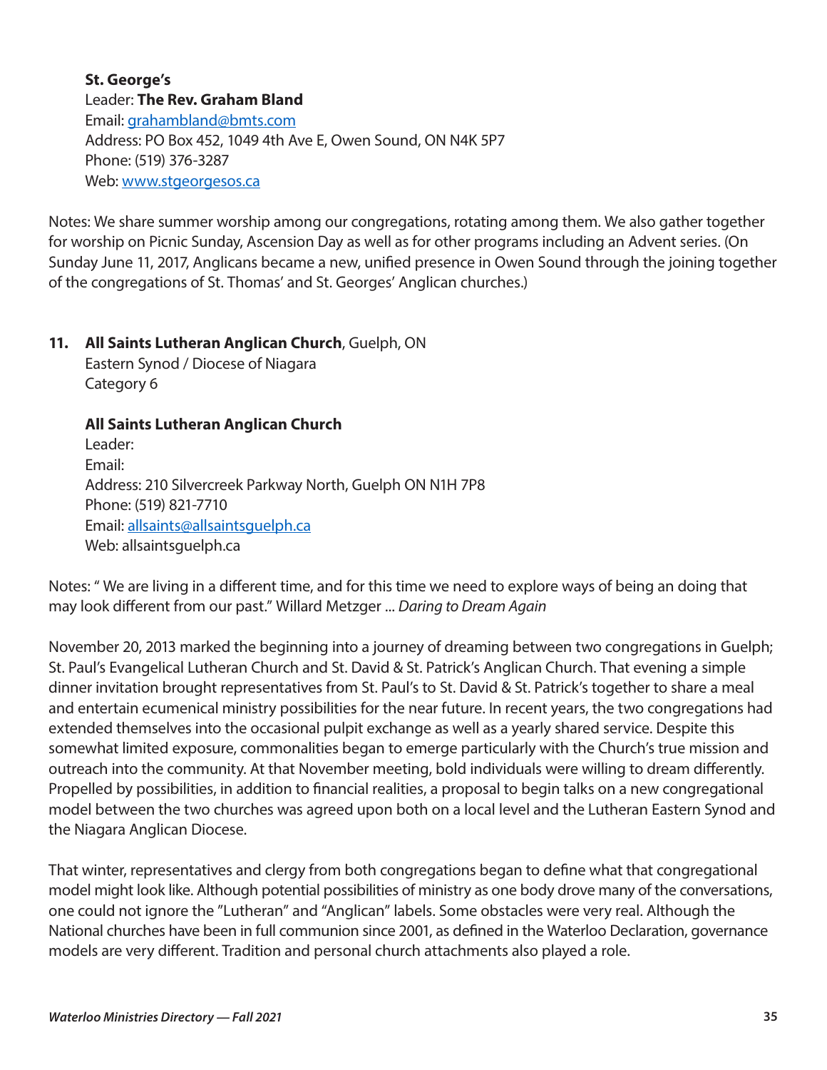**St. George's**
Leader: **The Rev. Graham Bland**
Email: grahambland@bmts.com
Address: PO Box 452, 1049 4th Ave E, Owen Sound, ON N4K 5P7
Phone: (519) 376-3287
Web: www.stgeorgesos.ca

Notes: We share summer worship among our congregations, rotating among them. We also gather together for worship on Picnic Sunday, Ascension Day as well as for other programs including an Advent series. (On Sunday June 11, 2017, Anglicans became a new, unified presence in Owen Sound through the joining together of the congregations of St. Thomas' and St. Georges' Anglican churches.)

11. **All Saints Lutheran Anglican Church**, Guelph, ON
Eastern Synod / Diocese of Niagara
Category 6

**All Saints Lutheran Anglican Church**
Leader:
Email:
Address: 210 Silvercreek Parkway North, Guelph ON N1H 7P8
Phone: (519) 821-7710
Email: allsaints@allsaintsguelph.ca
Web: allsaintsguelph.ca

Notes: " We are living in a different time, and for this time we need to explore ways of being an doing that may look different from our past." Willard Metzger ... *Daring to Dream Again*

November 20, 2013 marked the beginning into a journey of dreaming between two congregations in Guelph; St. Paul's Evangelical Lutheran Church and St. David & St. Patrick's Anglican Church. That evening a simple dinner invitation brought representatives from St. Paul's to St. David & St. Patrick's together to share a meal and entertain ecumenical ministry possibilities for the near future. In recent years, the two congregations had extended themselves into the occasional pulpit exchange as well as a yearly shared service. Despite this somewhat limited exposure, commonalities began to emerge particularly with the Church's true mission and outreach into the community. At that November meeting, bold individuals were willing to dream differently. Propelled by possibilities, in addition to financial realities, a proposal to begin talks on a new congregational model between the two churches was agreed upon both on a local level and the Lutheran Eastern Synod and the Niagara Anglican Diocese.

That winter, representatives and clergy from both congregations began to define what that congregational model might look like. Although potential possibilities of ministry as one body drove many of the conversations, one could not ignore the "Lutheran" and "Anglican" labels. Some obstacles were very real. Although the National churches have been in full communion since 2001, as defined in the Waterloo Declaration, governance models are very different. Tradition and personal church attachments also played a role.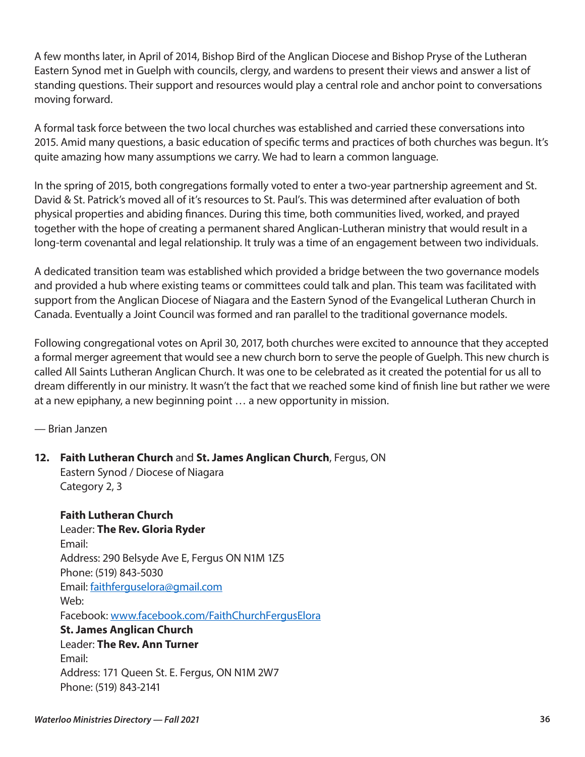A few months later, in April of 2014, Bishop Bird of the Anglican Diocese and Bishop Pryse of the Lutheran Eastern Synod met in Guelph with councils, clergy, and wardens to present their views and answer a list of standing questions. Their support and resources would play a central role and anchor point to conversations moving forward.

A formal task force between the two local churches was established and carried these conversations into 2015. Amid many questions, a basic education of specific terms and practices of both churches was begun. It's quite amazing how many assumptions we carry. We had to learn a common language.

In the spring of 2015, both congregations formally voted to enter a two-year partnership agreement and St. David & St. Patrick's moved all of it's resources to St. Paul's. This was determined after evaluation of both physical properties and abiding finances. During this time, both communities lived, worked, and prayed together with the hope of creating a permanent shared Anglican-Lutheran ministry that would result in a long-term covenantal and legal relationship. It truly was a time of an engagement between two individuals.

A dedicated transition team was established which provided a bridge between the two governance models and provided a hub where existing teams or committees could talk and plan. This team was facilitated with support from the Anglican Diocese of Niagara and the Eastern Synod of the Evangelical Lutheran Church in Canada. Eventually a Joint Council was formed and ran parallel to the traditional governance models.

Following congregational votes on April 30, 2017, both churches were excited to announce that they accepted a formal merger agreement that would see a new church born to serve the people of Guelph. This new church is called All Saints Lutheran Anglican Church. It was one to be celebrated as it created the potential for us all to dream differently in our ministry. It wasn't the fact that we reached some kind of finish line but rather we were at a new epiphany, a new beginning point … a new opportunity in mission.

— Brian Janzen

12. **Faith Lutheran Church** and **St. James Anglican Church**, Fergus, ON
Eastern Synod / Diocese of Niagara
Category 2, 3

**Faith Lutheran Church**
Leader: **The Rev. Gloria Ryder**
Email:
Address: 290 Belsyde Ave E, Fergus ON N1M 1Z5
Phone: (519) 843-5030
Email: faithferguselora@gmail.com
Web:
Facebook: www.facebook.com/FaithChurchFergusElora

**St. James Anglican Church**
Leader: **The Rev. Ann Turner**
Email:
Address: 171 Queen St. E. Fergus, ON N1M 2W7
Phone: (519) 843-2141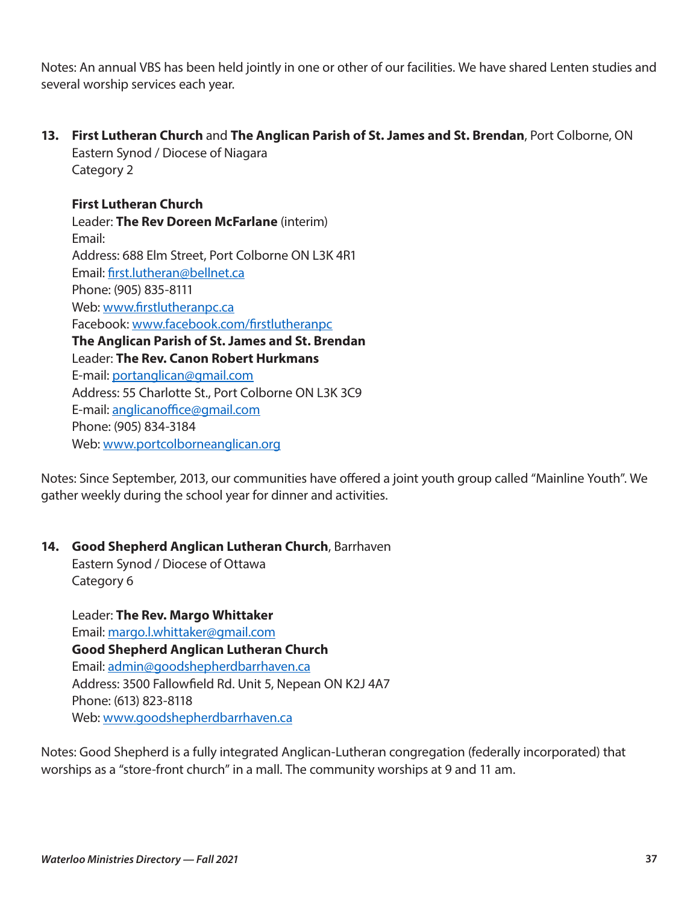Notes: An annual VBS has been held jointly in one or other of our facilities. We have shared Lenten studies and several worship services each year.

**13. First Lutheran Church** and **The Anglican Parish of St. James and St. Brendan**, Port Colborne, ON
Eastern Synod / Diocese of Niagara
Category 2

**First Lutheran Church**
Leader: **The Rev Doreen McFarlane** (interim)
Email:
Address: 688 Elm Street, Port Colborne ON L3K 4R1
Email: first.lutheran@bellnet.ca
Phone: (905) 835-8111
Web: www.firstlutheranpc.ca
Facebook: www.facebook.com/firstlutheranpc
**The Anglican Parish of St. James and St. Brendan**
Leader: **The Rev. Canon Robert Hurkmans**
E-mail: portanglican@gmail.com
Address: 55 Charlotte St., Port Colborne ON L3K 3C9
E-mail: anglicanoffice@gmail.com
Phone: (905) 834-3184
Web: www.portcolborneanglican.org

Notes: Since September, 2013, our communities have offered a joint youth group called "Mainline Youth". We gather weekly during the school year for dinner and activities.

**14. Good Shepherd Anglican Lutheran Church**, Barrhaven
Eastern Synod / Diocese of Ottawa
Category 6

Leader: **The Rev. Margo Whittaker**
Email: margo.l.whittaker@gmail.com
**Good Shepherd Anglican Lutheran Church**
Email: admin@goodshepherdbarrhaven.ca
Address: 3500 Fallowfield Rd. Unit 5, Nepean ON K2J 4A7
Phone: (613) 823-8118
Web: www.goodshepherdbarrhaven.ca

Notes: Good Shepherd is a fully integrated Anglican-Lutheran congregation (federally incorporated) that worships as a "store-front church" in a mall. The community worships at 9 and 11 am.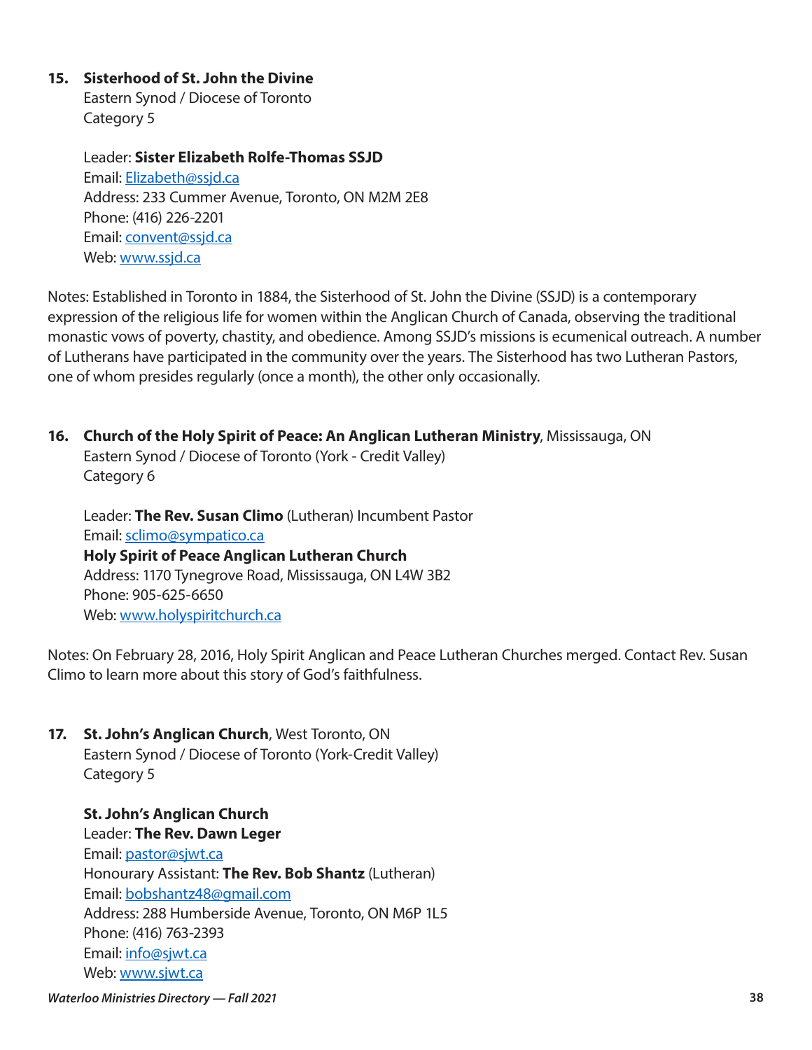**15. Sisterhood of St. John the Divine**
Eastern Synod / Diocese of Toronto
Category 5

Leader: **Sister Elizabeth Rolfe-Thomas SSJD**
Email: Elizabeth@ssjd.ca
Address: 233 Cummer Avenue, Toronto, ON M2M 2E8
Phone: (416) 226-2201
Email: convent@ssjd.ca
Web: www.ssjd.ca

Notes: Established in Toronto in 1884, the Sisterhood of St. John the Divine (SSJD) is a contemporary expression of the religious life for women within the Anglican Church of Canada, observing the traditional monastic vows of poverty, chastity, and obedience. Among SSJD's missions is ecumenical outreach. A number of Lutherans have participated in the community over the years. The Sisterhood has two Lutheran Pastors, one of whom presides regularly (once a month), the other only occasionally.

**16. Church of the Holy Spirit of Peace: An Anglican Lutheran Ministry**, Mississauga, ON
Eastern Synod / Diocese of Toronto (York - Credit Valley)
Category 6

Leader: **The Rev. Susan Climo** (Lutheran) Incumbent Pastor
Email: sclimo@sympatico.ca
**Holy Spirit of Peace Anglican Lutheran Church**
Address: 1170 Tynegrove Road, Mississauga, ON L4W 3B2
Phone: 905-625-6650
Web: www.holyspiritchurch.ca

Notes: On February 28, 2016, Holy Spirit Anglican and Peace Lutheran Churches merged. Contact Rev. Susan Climo to learn more about this story of God's faithfulness.

**17. St. John's Anglican Church**, West Toronto, ON
Eastern Synod / Diocese of Toronto (York-Credit Valley)
Category 5

**St. John's Anglican Church**
Leader: **The Rev. Dawn Leger**
Email: pastor@sjwt.ca
Honourary Assistant: **The Rev. Bob Shantz** (Lutheran)
Email: bobshantz48@gmail.com
Address: 288 Humberside Avenue, Toronto, ON M6P 1L5
Phone: (416) 763-2393
Email: info@sjwt.ca
Web: www.sjwt.ca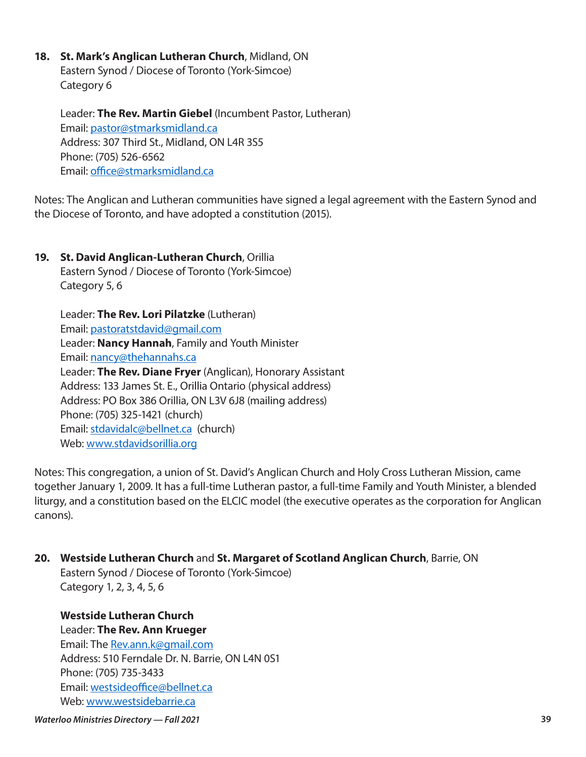**18. St. Mark's Anglican Lutheran Church**, Midland, ON
Eastern Synod / Diocese of Toronto (York-Simcoe)
Category 6

Leader: **The Rev. Martin Giebel** (Incumbent Pastor, Lutheran)
Email: pastor@stmarksmidland.ca
Address: 307 Third St., Midland, ON L4R 3S5
Phone: (705) 526-6562
Email: office@stmarksmidland.ca

Notes: The Anglican and Lutheran communities have signed a legal agreement with the Eastern Synod and the Diocese of Toronto, and have adopted a constitution (2015).

**19. St. David Anglican-Lutheran Church**, Orillia
Eastern Synod / Diocese of Toronto (York-Simcoe)
Category 5, 6

Leader: **The Rev. Lori Pilatzke** (Lutheran)
Email: pastoratstdavid@gmail.com
Leader: **Nancy Hannah**, Family and Youth Minister
Email: nancy@thehannahs.ca
Leader: **The Rev. Diane Fryer** (Anglican), Honorary Assistant
Address: 133 James St. E., Orillia Ontario (physical address)
Address: PO Box 386 Orillia, ON L3V 6J8 (mailing address)
Phone: (705) 325-1421 (church)
Email: stdavidalc@bellnet.ca (church)
Web: www.stdavidsorillia.org

Notes: This congregation, a union of St. David's Anglican Church and Holy Cross Lutheran Mission, came together January 1, 2009. It has a full-time Lutheran pastor, a full-time Family and Youth Minister, a blended liturgy, and a constitution based on the ELCIC model (the executive operates as the corporation for Anglican canons).

**20. Westside Lutheran Church** and **St. Margaret of Scotland Anglican Church**, Barrie, ON
Eastern Synod / Diocese of Toronto (York-Simcoe)
Category 1, 2, 3, 4, 5, 6

**Westside Lutheran Church**
Leader: **The Rev. Ann Krueger**
Email: The Rev.ann.k@gmail.com
Address: 510 Ferndale Dr. N. Barrie, ON L4N 0S1
Phone: (705) 735-3433
Email: westsideoffice@bellnet.ca
Web: www.westsidebarrie.ca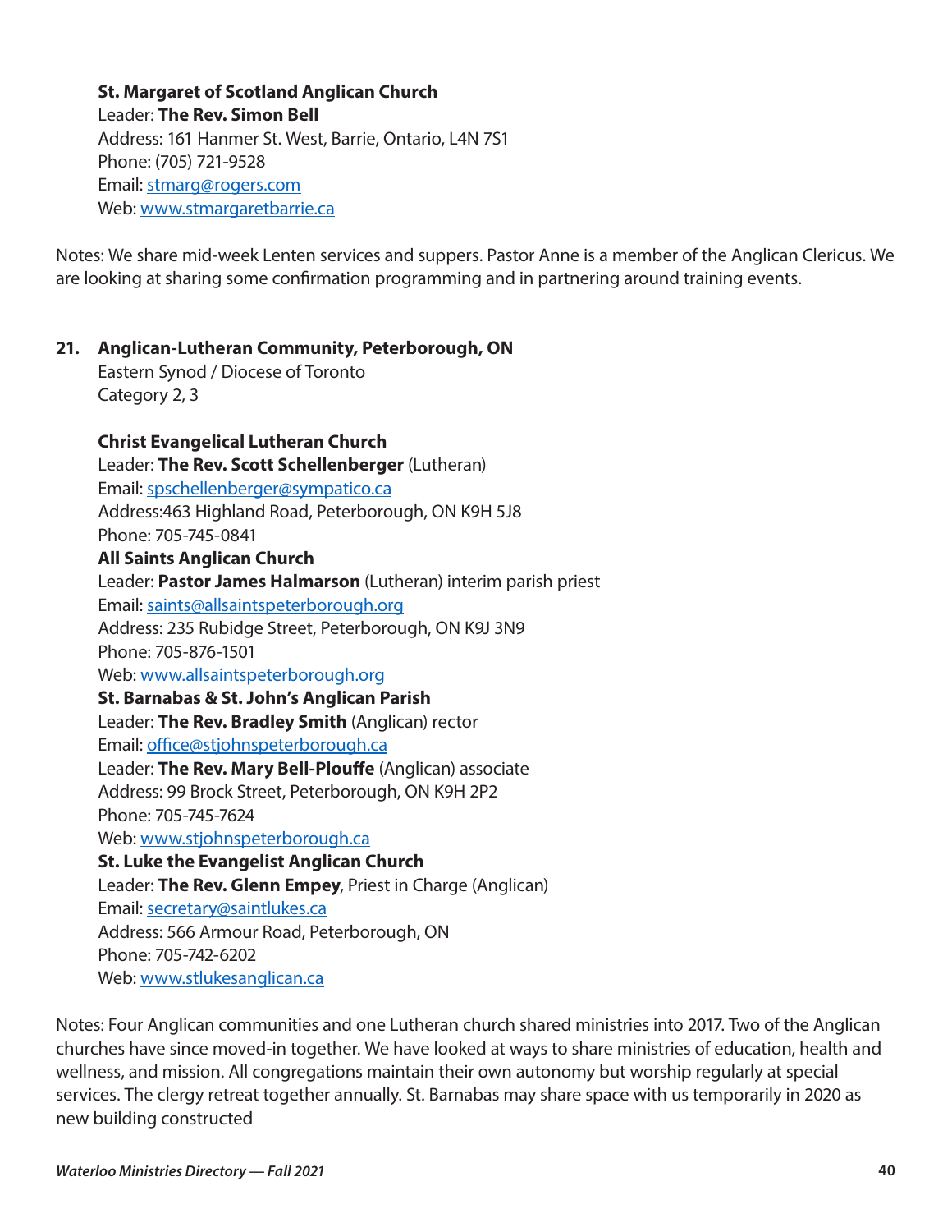**St. Margaret of Scotland Anglican Church**
Leader: **The Rev. Simon Bell**
Address: 161 Hanmer St. West, Barrie, Ontario, L4N 7S1
Phone: (705) 721-9528
Email: stmarg@rogers.com
Web: www.stmargaretbarrie.ca

Notes: We share mid-week Lenten services and suppers. Pastor Anne is a member of the Anglican Clericus. We are looking at sharing some confirmation programming and in partnering around training events.

**21. Anglican-Lutheran Community, Peterborough, ON**
Eastern Synod / Diocese of Toronto
Category 2, 3

**Christ Evangelical Lutheran Church**
Leader: **The Rev. Scott Schellenberger** (Lutheran)
Email: spschellenberger@sympatico.ca
Address:463 Highland Road, Peterborough, ON K9H 5J8
Phone: 705-745-0841
**All Saints Anglican Church**
Leader: **Pastor James Halmarson** (Lutheran) interim parish priest
Email: saints@allsaintspeterborough.org
Address: 235 Rubidge Street, Peterborough, ON K9J 3N9
Phone: 705-876-1501
Web: www.allsaintspeterborough.org
**St. Barnabas & St. John's Anglican Parish**
Leader: **The Rev. Bradley Smith** (Anglican) rector
Email: office@stjohnspeterborough.ca
Leader: **The Rev. Mary Bell-Plouffe** (Anglican) associate
Address: 99 Brock Street, Peterborough, ON K9H 2P2
Phone: 705-745-7624
Web: www.stjohnspeterborough.ca
**St. Luke the Evangelist Anglican Church**
Leader: **The Rev. Glenn Empey**, Priest in Charge (Anglican)
Email: secretary@saintlukes.ca
Address: 566 Armour Road, Peterborough, ON
Phone: 705-742-6202
Web: www.stlukesanglican.ca

Notes: Four Anglican communities and one Lutheran church shared ministries into 2017. Two of the Anglican churches have since moved-in together. We have looked at ways to share ministries of education, health and wellness, and mission. All congregations maintain their own autonomy but worship regularly at special services. The clergy retreat together annually. St. Barnabas may share space with us temporarily in 2020 as new building constructed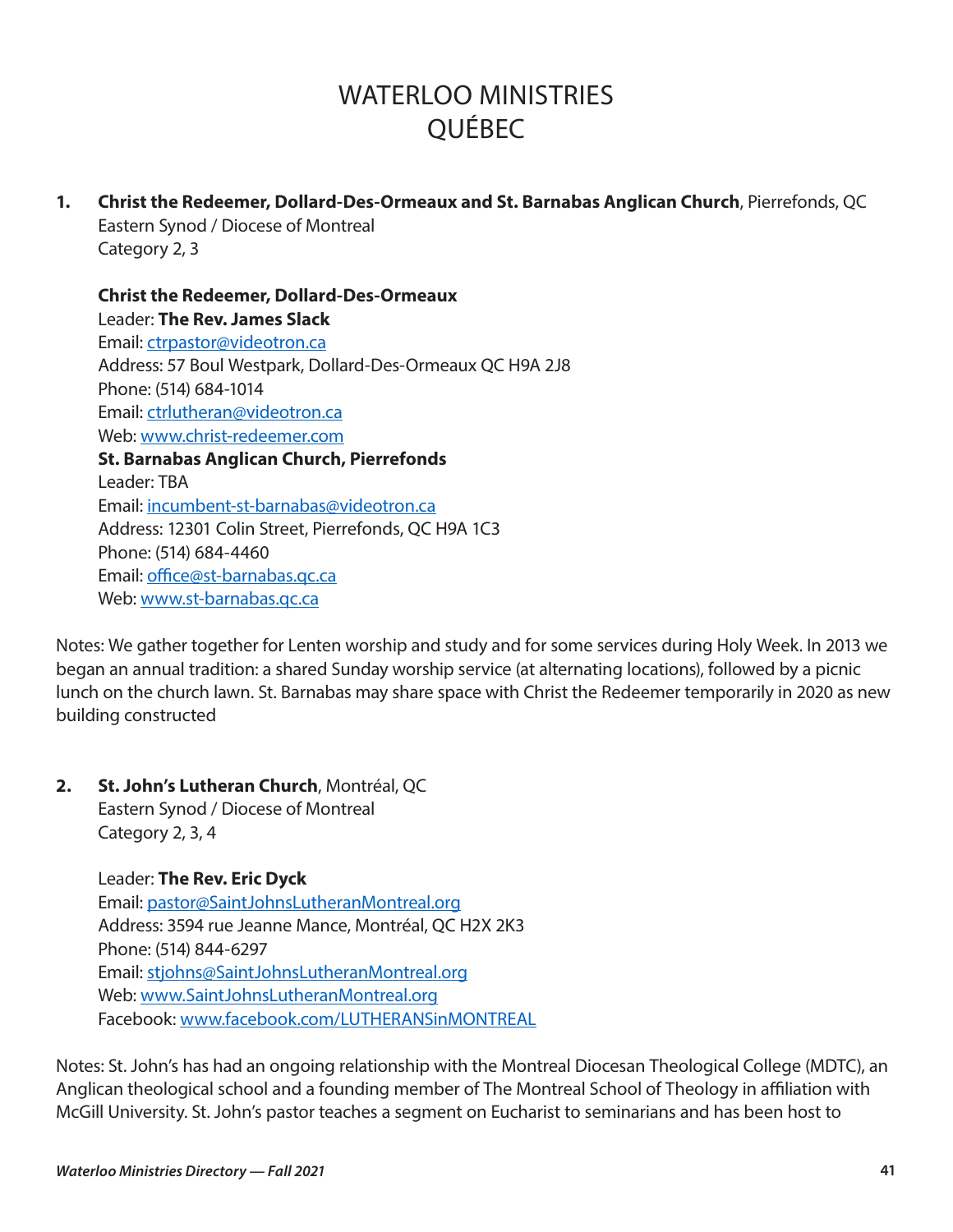# WATERLOO MINISTRIES
# QUÉBEC

**1. Christ the Redeemer, Dollard-Des-Ormeaux and St. Barnabas Anglican Church**, Pierrefonds, QC
Eastern Synod / Diocese of Montreal
Category 2, 3

**Christ the Redeemer, Dollard-Des-Ormeaux**
Leader: **The Rev. James Slack**
Email: ctrpastor@videotron.ca
Address: 57 Boul Westpark, Dollard-Des-Ormeaux QC H9A 2J8
Phone: (514) 684-1014
Email: ctrlutheran@videotron.ca
Web: www.christ-redeemer.com

**St. Barnabas Anglican Church, Pierrefonds**
Leader: TBA
Email: incumbent-st-barnabas@videotron.ca
Address: 12301 Colin Street, Pierrefonds, QC H9A 1C3
Phone: (514) 684-4460
Email: office@st-barnabas.qc.ca
Web: www.st-barnabas.qc.ca

Notes: We gather together for Lenten worship and study and for some services during Holy Week. In 2013 we began an annual tradition: a shared Sunday worship service (at alternating locations), followed by a picnic lunch on the church lawn. St. Barnabas may share space with Christ the Redeemer temporarily in 2020 as new building constructed

**2. St. John's Lutheran Church**, Montréal, QC
Eastern Synod / Diocese of Montreal
Category 2, 3, 4

Leader: **The Rev. Eric Dyck**
Email: pastor@SaintJohnsLutheranMontreal.org
Address: 3594 rue Jeanne Mance, Montréal, QC H2X 2K3
Phone: (514) 844-6297
Email: stjohns@SaintJohnsLutheranMontreal.org
Web: www.SaintJohnsLutheranMontreal.org
Facebook: www.facebook.com/LUTHERANSinMONTREAL

Notes: St. John's has had an ongoing relationship with the Montreal Diocesan Theological College (MDTC), an Anglican theological school and a founding member of The Montreal School of Theology in affiliation with McGill University. St. John's pastor teaches a segment on Eucharist to seminarians and has been host to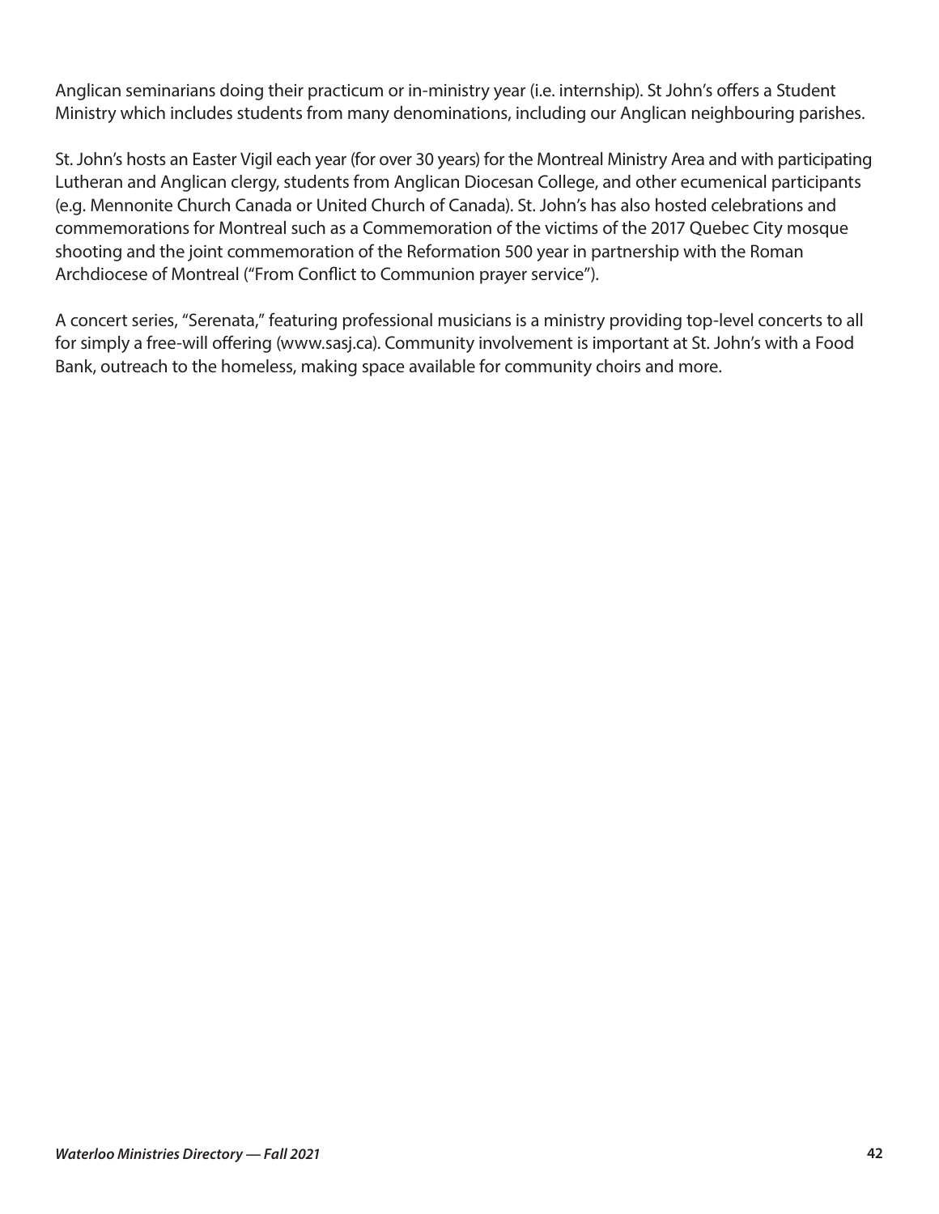Anglican seminarians doing their practicum or in-ministry year (i.e. internship). St John's offers a Student Ministry which includes students from many denominations, including our Anglican neighbouring parishes.

St. John's hosts an Easter Vigil each year (for over 30 years) for the Montreal Ministry Area and with participating Lutheran and Anglican clergy, students from Anglican Diocesan College, and other ecumenical participants (e.g. Mennonite Church Canada or United Church of Canada). St. John's has also hosted celebrations and commemorations for Montreal such as a Commemoration of the victims of the 2017 Quebec City mosque shooting and the joint commemoration of the Reformation 500 year in partnership with the Roman Archdiocese of Montreal ("From Conflict to Communion prayer service").

A concert series, "Serenata," featuring professional musicians is a ministry providing top-level concerts to all for simply a free-will offering (www.sasj.ca). Community involvement is important at St. John's with a Food Bank, outreach to the homeless, making space available for community choirs and more.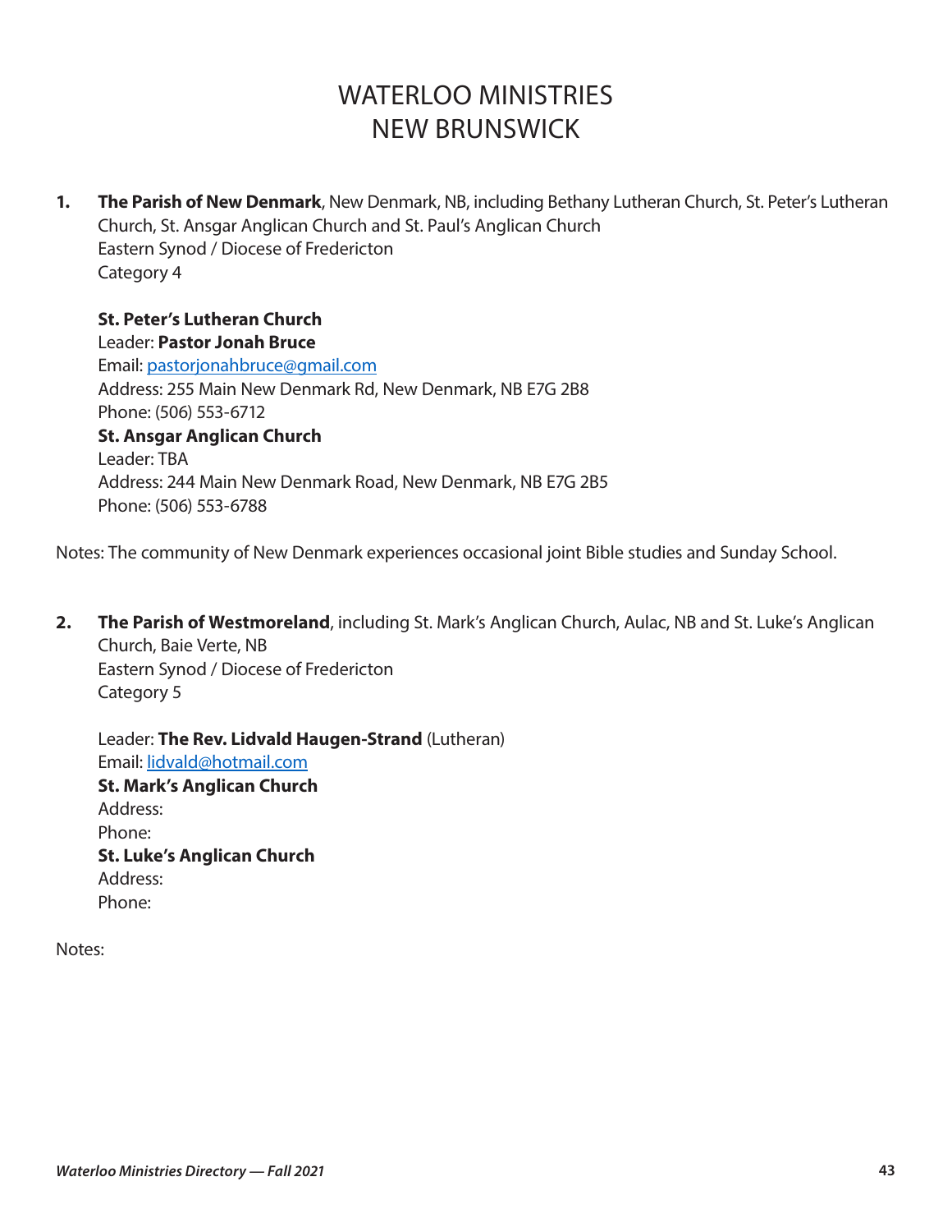# WATERLOO MINISTRIES
# NEW BRUNSWICK

**1.** **The Parish of New Denmark**, New Denmark, NB, including Bethany Lutheran Church, St. Peter's Lutheran Church, St. Ansgar Anglican Church and St. Paul's Anglican Church
Eastern Synod / Diocese of Fredericton
Category 4

**St. Peter's Lutheran Church**
Leader: **Pastor Jonah Bruce**
Email: pastorjonahbruce@gmail.com
Address: 255 Main New Denmark Rd, New Denmark, NB E7G 2B8
Phone: (506) 553-6712
**St. Ansgar Anglican Church**
Leader: TBA
Address: 244 Main New Denmark Road, New Denmark, NB E7G 2B5
Phone: (506) 553-6788

Notes: The community of New Denmark experiences occasional joint Bible studies and Sunday School.

**2.** **The Parish of Westmoreland**, including St. Mark's Anglican Church, Aulac, NB and St. Luke's Anglican Church, Baie Verte, NB
Eastern Synod / Diocese of Fredericton
Category 5

Leader: **The Rev. Lidvald Haugen-Strand** (Lutheran)
Email: lidvald@hotmail.com
**St. Mark's Anglican Church**
Address:
Phone:
**St. Luke's Anglican Church**
Address:
Phone:

Notes: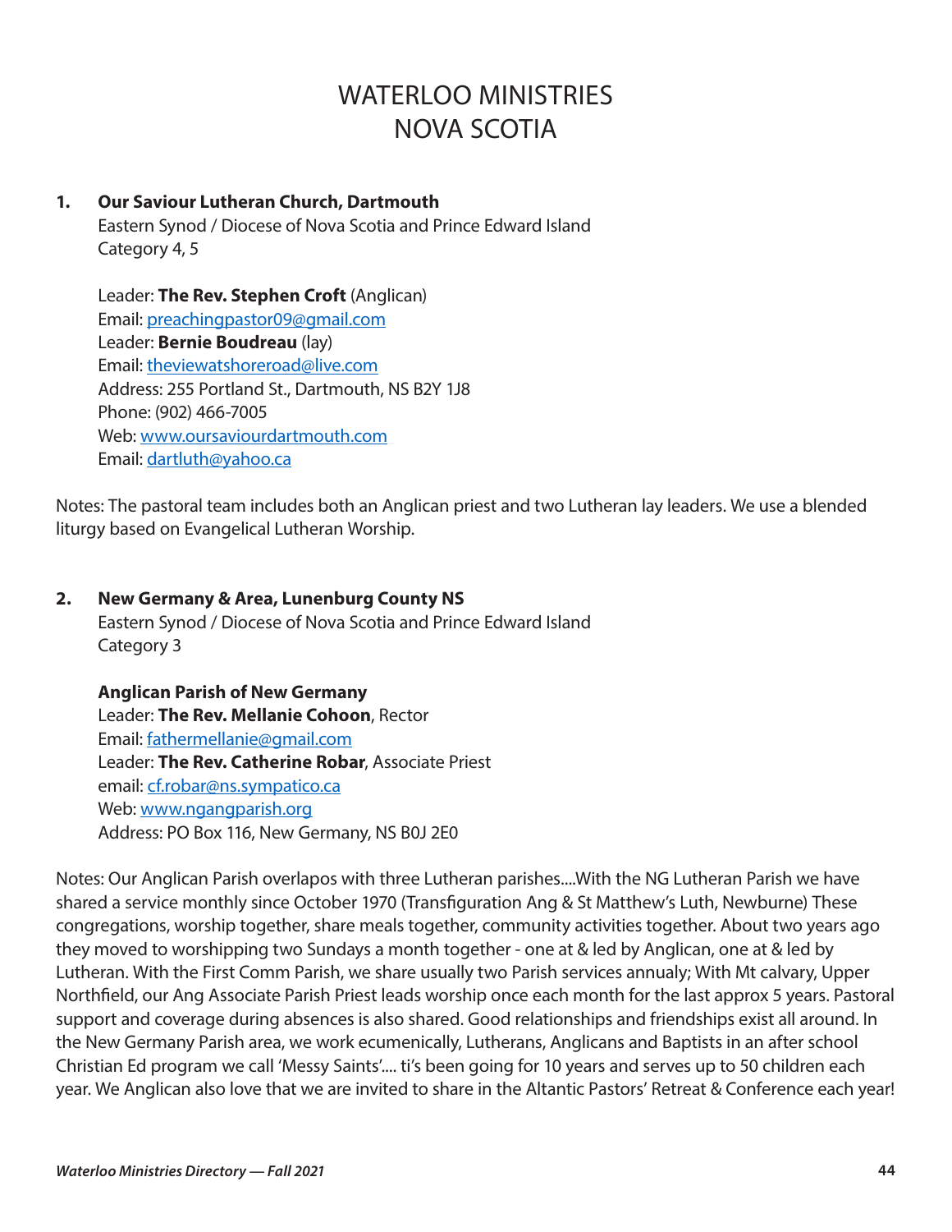# WATERLOO MINISTRIES
# NOVA SCOTIA

**1. Our Saviour Lutheran Church, Dartmouth**
Eastern Synod / Diocese of Nova Scotia and Prince Edward Island
Category 4, 5

Leader: **The Rev. Stephen Croft** (Anglican)
Email: preachingpastor09@gmail.com
Leader: **Bernie Boudreau** (lay)
Email: theviewatshoreroad@live.com
Address: 255 Portland St., Dartmouth, NS B2Y 1J8
Phone: (902) 466-7005
Web: www.oursaviourdartmouth.com
Email: dartluth@yahoo.ca

Notes: The pastoral team includes both an Anglican priest and two Lutheran lay leaders. We use a blended liturgy based on Evangelical Lutheran Worship.

**2. New Germany & Area, Lunenburg County NS**
Eastern Synod / Diocese of Nova Scotia and Prince Edward Island
Category 3

**Anglican Parish of New Germany**
Leader: **The Rev. Mellanie Cohoon**, Rector
Email: fathermellanie@gmail.com
Leader: **The Rev. Catherine Robar**, Associate Priest
email: cf.robar@ns.sympatico.ca
Web: www.ngangparish.org
Address: PO Box 116, New Germany, NS B0J 2E0

Notes: Our Anglican Parish overlapos with three Lutheran parishes....With the NG Lutheran Parish we have shared a service monthly since October 1970 (Transfiguration Ang & St Matthew's Luth, Newburne) These congregations, worship together, share meals together, community activities together. About two years ago they moved to worshipping two Sundays a month together - one at & led by Anglican, one at & led by Lutheran. With the First Comm Parish, we share usually two Parish services annualy; With Mt calvary, Upper Northfield, our Ang Associate Parish Priest leads worship once each month for the last approx 5 years. Pastoral support and coverage during absences is also shared. Good relationships and friendships exist all around. In the New Germany Parish area, we work ecumenically, Lutherans, Anglicans and Baptists in an after school Christian Ed program we call 'Messy Saints'.... ti's been going for 10 years and serves up to 50 children each year. We Anglican also love that we are invited to share in the Altantic Pastors' Retreat & Conference each year!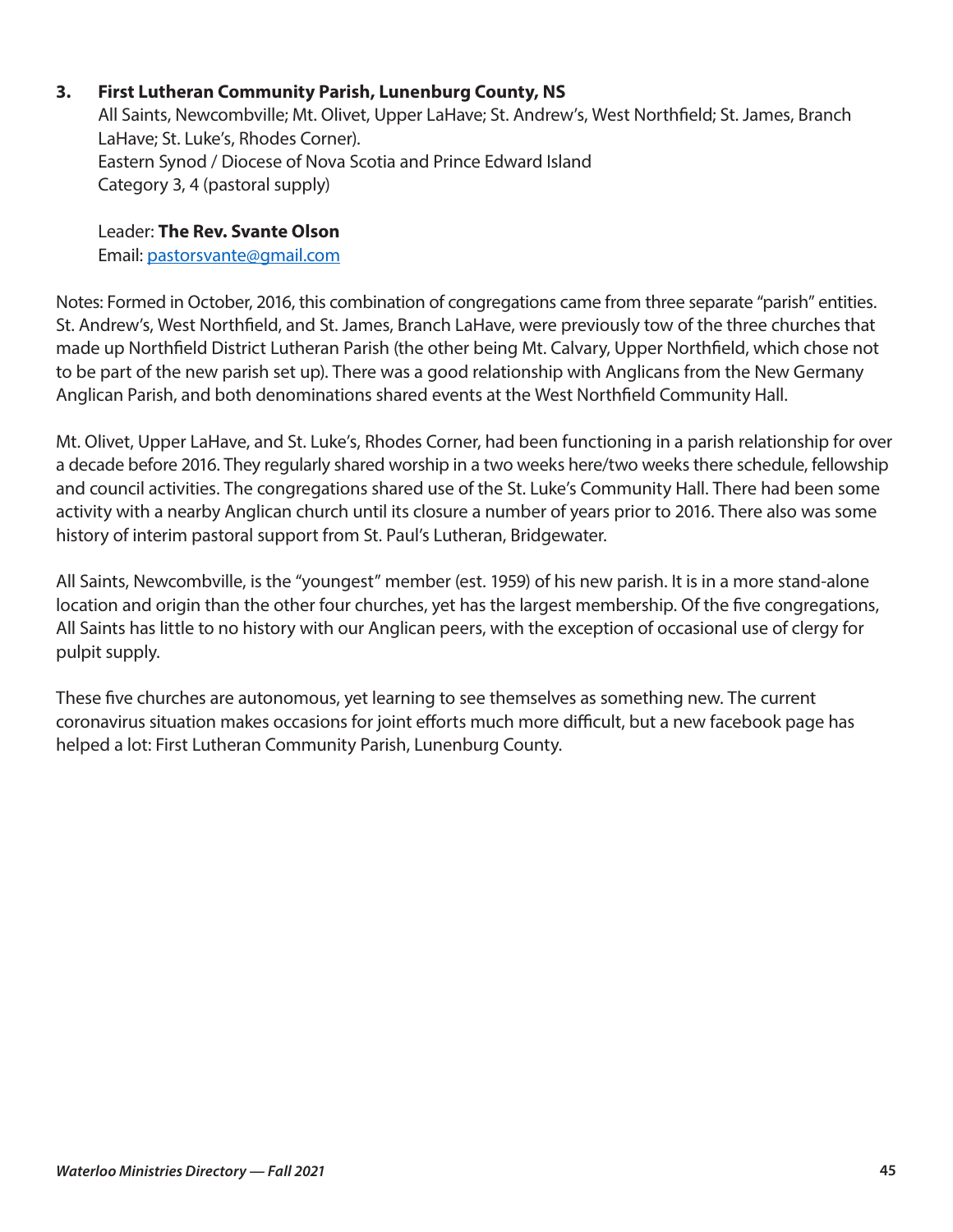**3. First Lutheran Community Parish, Lunenburg County, NS**

All Saints, Newcombville; Mt. Olivet, Upper LaHave; St. Andrew's, West Northfield; St. James, Branch LaHave; St. Luke's, Rhodes Corner).
Eastern Synod / Diocese of Nova Scotia and Prince Edward Island
Category 3, 4 (pastoral supply)

Leader: **The Rev. Svante Olson**
Email: [pastorsvante@gmail.com](mailto:pastorsvante@gmail.com)

Notes: Formed in October, 2016, this combination of congregations came from three separate "parish" entities. St. Andrew's, West Northfield, and St. James, Branch LaHave, were previously tow of the three churches that made up Northfield District Lutheran Parish (the other being Mt. Calvary, Upper Northfield, which chose not to be part of the new parish set up). There was a good relationship with Anglicans from the New Germany Anglican Parish, and both denominations shared events at the West Northfield Community Hall.

Mt. Olivet, Upper LaHave, and St. Luke's, Rhodes Corner, had been functioning in a parish relationship for over a decade before 2016. They regularly shared worship in a two weeks here/two weeks there schedule, fellowship and council activities. The congregations shared use of the St. Luke's Community Hall. There had been some activity with a nearby Anglican church until its closure a number of years prior to 2016. There also was some history of interim pastoral support from St. Paul's Lutheran, Bridgewater.

All Saints, Newcombville, is the "youngest" member (est. 1959) of his new parish. It is in a more stand-alone location and origin than the other four churches, yet has the largest membership. Of the five congregations, All Saints has little to no history with our Anglican peers, with the exception of occasional use of clergy for pulpit supply.

These five churches are autonomous, yet learning to see themselves as something new. The current coronavirus situation makes occasions for joint efforts much more difficult, but a new facebook page has helped a lot: First Lutheran Community Parish, Lunenburg County.